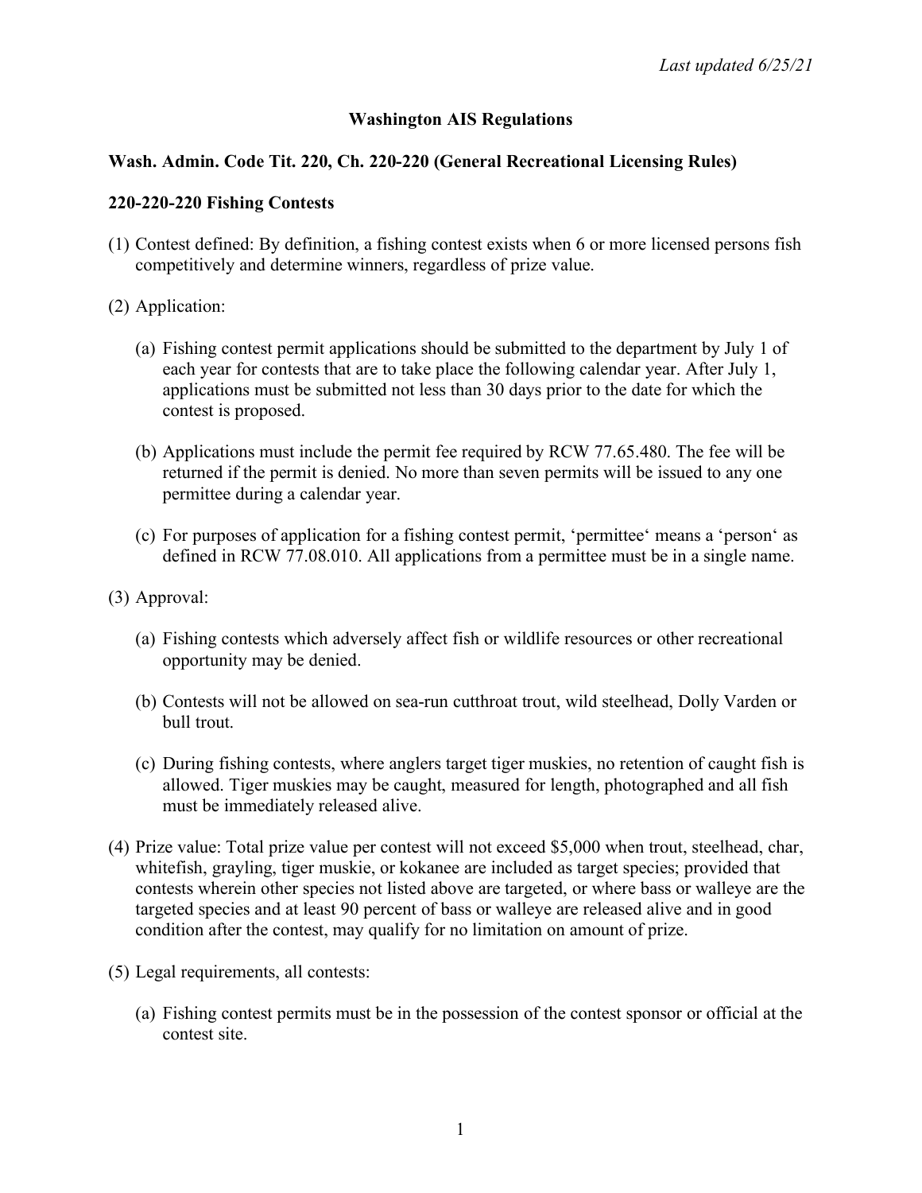*Last updated 6/25/21*

# Washington AIS Regulations

## Wash. Admin. Code Tit. 220, Ch. 220-220 (General Recreational Licensing Rules)

### 220-220-220 Fishing Contests

(1) Contest defined: By definition, a fishing contest exists when 6 or more licensed persons fish competitively and determine winners, regardless of prize value.

(2) Application:

(a) Fishing contest permit applications should be submitted to the department by July 1 of each year for contests that are to take place the following calendar year. After July 1, applications must be submitted not less than 30 days prior to the date for which the contest is proposed.

(b) Applications must include the permit fee required by RCW 77.65.480. The fee will be returned if the permit is denied. No more than seven permits will be issued to any one permittee during a calendar year.

(c) For purposes of application for a fishing contest permit, 'permittee' means a 'person' as defined in RCW 77.08.010. All applications from a permittee must be in a single name.

(3) Approval:

(a) Fishing contests which adversely affect fish or wildlife resources or other recreational opportunity may be denied.

(b) Contests will not be allowed on sea-run cutthroat trout, wild steelhead, Dolly Varden or bull trout.

(c) During fishing contests, where anglers target tiger muskies, no retention of caught fish is allowed. Tiger muskies may be caught, measured for length, photographed and all fish must be immediately released alive.

(4) Prize value: Total prize value per contest will not exceed $5,000 when trout, steelhead, char, whitefish, grayling, tiger muskie, or kokanee are included as target species; provided that contests wherein other species not listed above are targeted, or where bass or walleye are the targeted species and at least 90 percent of bass or walleye are released alive and in good condition after the contest, may qualify for no limitation on amount of prize.

(5) Legal requirements, all contests:

(a) Fishing contest permits must be in the possession of the contest sponsor or official at the contest site.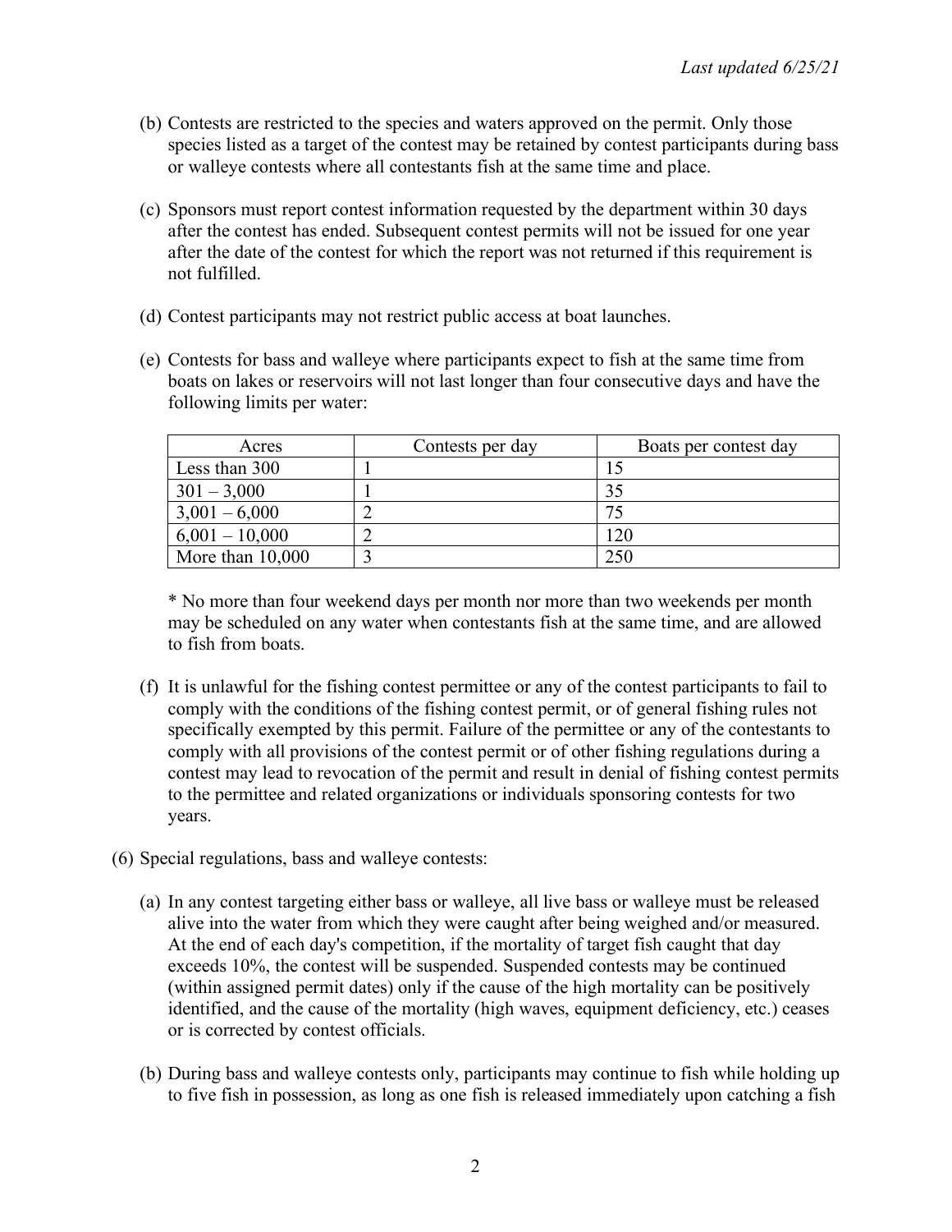(b) Contests are restricted to the species and waters approved on the permit. Only those species listed as a target of the contest may be retained by contest participants during bass or walleye contests where all contestants fish at the same time and place.

(c) Sponsors must report contest information requested by the department within 30 days after the contest has ended. Subsequent contest permits will not be issued for one year after the date of the contest for which the report was not returned if this requirement is not fulfilled.

(d) Contest participants may not restrict public access at boat launches.

(e) Contests for bass and walleye where participants expect to fish at the same time from boats on lakes or reservoirs will not last longer than four consecutive days and have the following limits per water:

| Acres | Contests per day | Boats per contest day |
|---|---|---|
| Less than 300 | 1 | 15 |
| 301 – 3,000 | 1 | 35 |
| 3,001 – 6,000 | 2 | 75 |
| 6,001 – 10,000 | 2 | 120 |
| More than 10,000 | 3 | 250 |

\* No more than four weekend days per month nor more than two weekends per month may be scheduled on any water when contestants fish at the same time, and are allowed to fish from boats.

(f) It is unlawful for the fishing contest permittee or any of the contest participants to fail to comply with the conditions of the fishing contest permit, or of general fishing rules not specifically exempted by this permit. Failure of the permittee or any of the contestants to comply with all provisions of the contest permit or of other fishing regulations during a contest may lead to revocation of the permit and result in denial of fishing contest permits to the permittee and related organizations or individuals sponsoring contests for two years.

(6) Special regulations, bass and walleye contests:

(a) In any contest targeting either bass or walleye, all live bass or walleye must be released alive into the water from which they were caught after being weighed and/or measured. At the end of each day's competition, if the mortality of target fish caught that day exceeds 10%, the contest will be suspended. Suspended contests may be continued (within assigned permit dates) only if the cause of the high mortality can be positively identified, and the cause of the mortality (high waves, equipment deficiency, etc.) ceases or is corrected by contest officials.

(b) During bass and walleye contests only, participants may continue to fish while holding up to five fish in possession, as long as one fish is released immediately upon catching a fish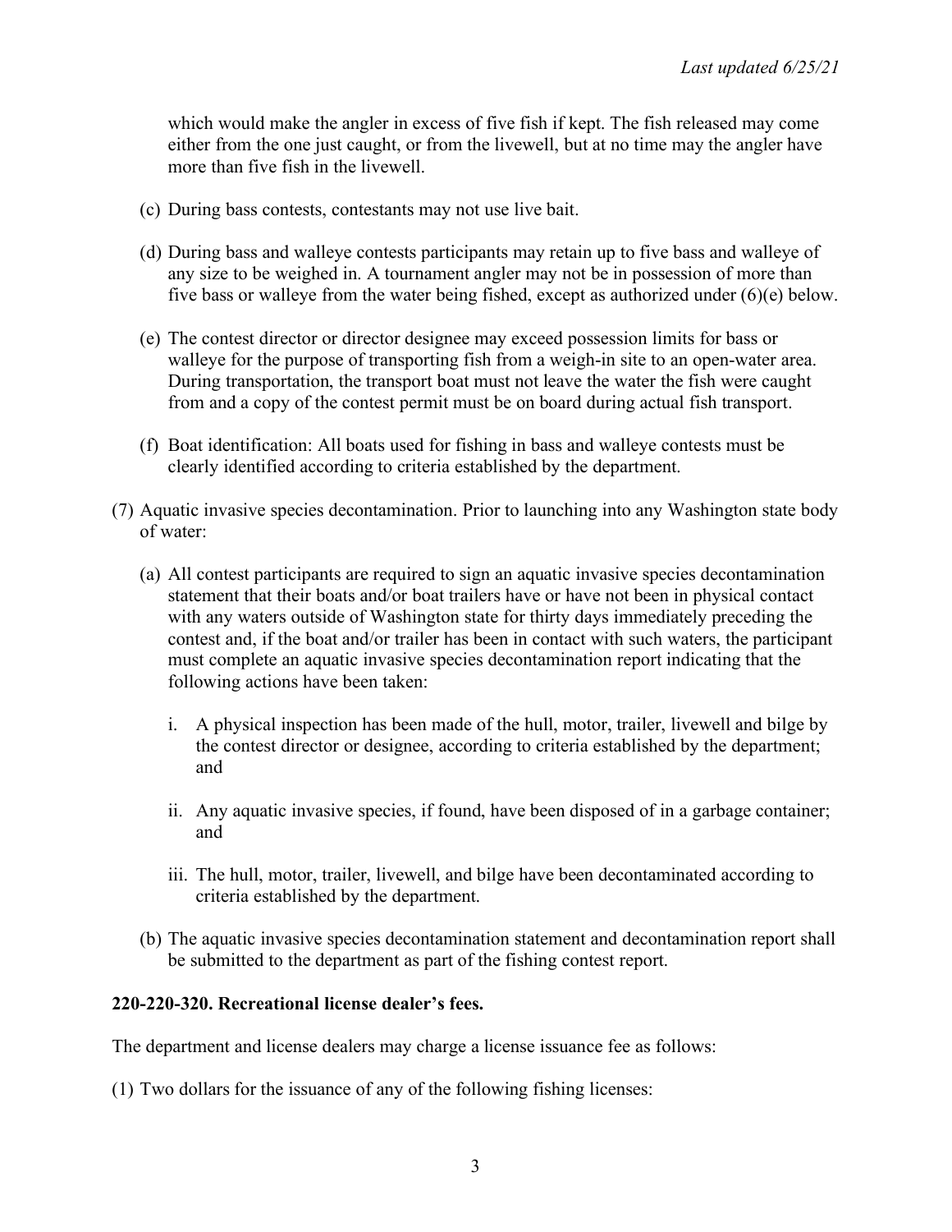which would make the angler in excess of five fish if kept. The fish released may come either from the one just caught, or from the livewell, but at no time may the angler have more than five fish in the livewell.

(c) During bass contests, contestants may not use live bait.

(d) During bass and walleye contests participants may retain up to five bass and walleye of any size to be weighed in. A tournament angler may not be in possession of more than five bass or walleye from the water being fished, except as authorized under (6)(e) below.

(e) The contest director or director designee may exceed possession limits for bass or walleye for the purpose of transporting fish from a weigh-in site to an open-water area. During transportation, the transport boat must not leave the water the fish were caught from and a copy of the contest permit must be on board during actual fish transport.

(f) Boat identification: All boats used for fishing in bass and walleye contests must be clearly identified according to criteria established by the department.

(7) Aquatic invasive species decontamination. Prior to launching into any Washington state body of water:

(a) All contest participants are required to sign an aquatic invasive species decontamination statement that their boats and/or boat trailers have or have not been in physical contact with any waters outside of Washington state for thirty days immediately preceding the contest and, if the boat and/or trailer has been in contact with such waters, the participant must complete an aquatic invasive species decontamination report indicating that the following actions have been taken:

i. A physical inspection has been made of the hull, motor, trailer, livewell and bilge by the contest director or designee, according to criteria established by the department; and

ii. Any aquatic invasive species, if found, have been disposed of in a garbage container; and

iii. The hull, motor, trailer, livewell, and bilge have been decontaminated according to criteria established by the department.

(b) The aquatic invasive species decontamination statement and decontamination report shall be submitted to the department as part of the fishing contest report.

**220-220-320. Recreational license dealer's fees.**

The department and license dealers may charge a license issuance fee as follows:

(1) Two dollars for the issuance of any of the following fishing licenses: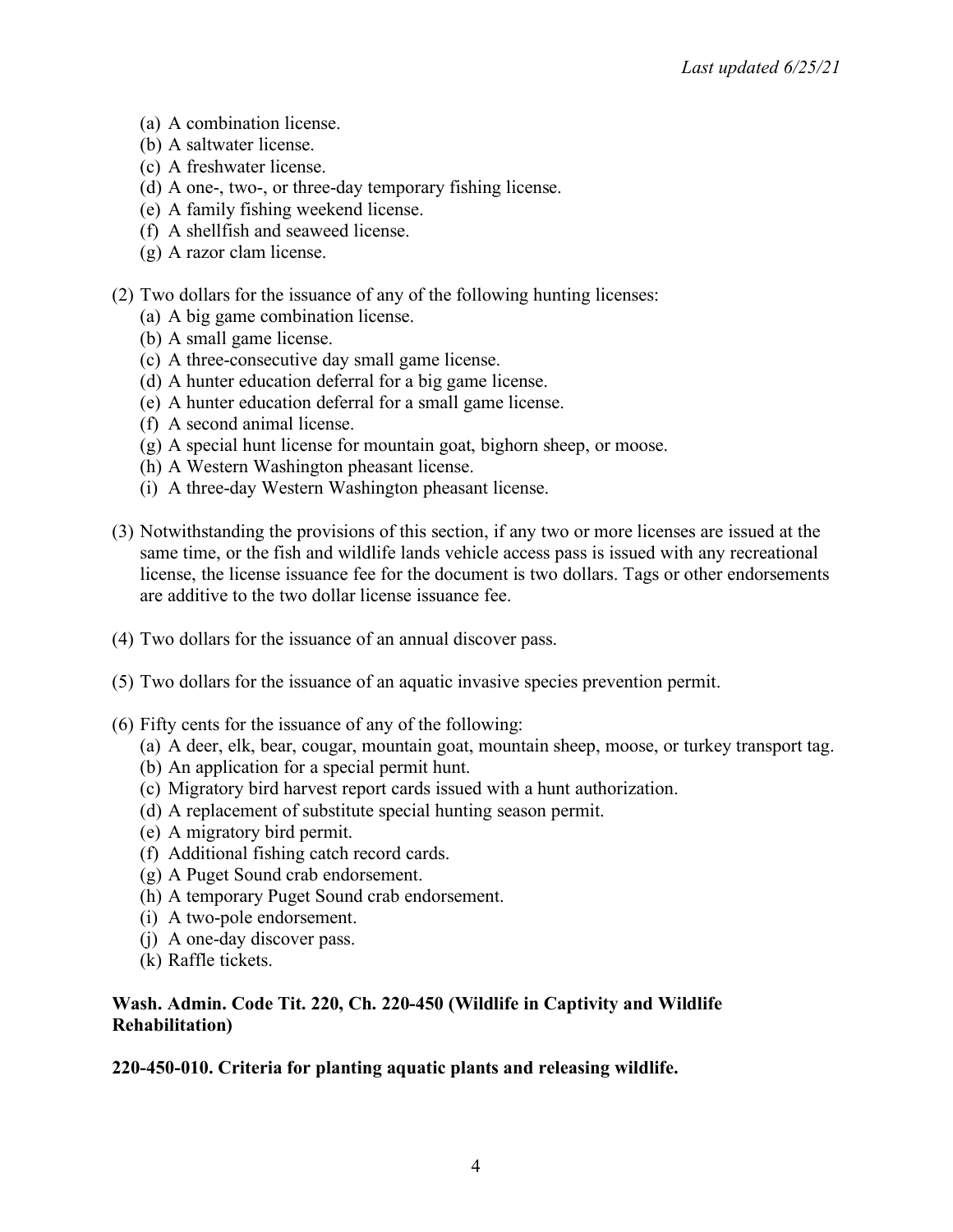(a) A combination license.
(b) A saltwater license.
(c) A freshwater license.
(d) A one-, two-, or three-day temporary fishing license.
(e) A family fishing weekend license.
(f) A shellfish and seaweed license.
(g) A razor clam license.

(2) Two dollars for the issuance of any of the following hunting licenses:
(a) A big game combination license.
(b) A small game license.
(c) A three-consecutive day small game license.
(d) A hunter education deferral for a big game license.
(e) A hunter education deferral for a small game license.
(f) A second animal license.
(g) A special hunt license for mountain goat, bighorn sheep, or moose.
(h) A Western Washington pheasant license.
(i) A three-day Western Washington pheasant license.

(3) Notwithstanding the provisions of this section, if any two or more licenses are issued at the same time, or the fish and wildlife lands vehicle access pass is issued with any recreational license, the license issuance fee for the document is two dollars. Tags or other endorsements are additive to the two dollar license issuance fee.

(4) Two dollars for the issuance of an annual discover pass.

(5) Two dollars for the issuance of an aquatic invasive species prevention permit.

(6) Fifty cents for the issuance of any of the following:
(a) A deer, elk, bear, cougar, mountain goat, mountain sheep, moose, or turkey transport tag.
(b) An application for a special permit hunt.
(c) Migratory bird harvest report cards issued with a hunt authorization.
(d) A replacement of substitute special hunting season permit.
(e) A migratory bird permit.
(f) Additional fishing catch record cards.
(g) A Puget Sound crab endorsement.
(h) A temporary Puget Sound crab endorsement.
(i) A two-pole endorsement.
(j) A one-day discover pass.
(k) Raffle tickets.

**Wash. Admin. Code Tit. 220, Ch. 220-450 (Wildlife in Captivity and Wildlife Rehabilitation)**

**220-450-010. Criteria for planting aquatic plants and releasing wildlife.**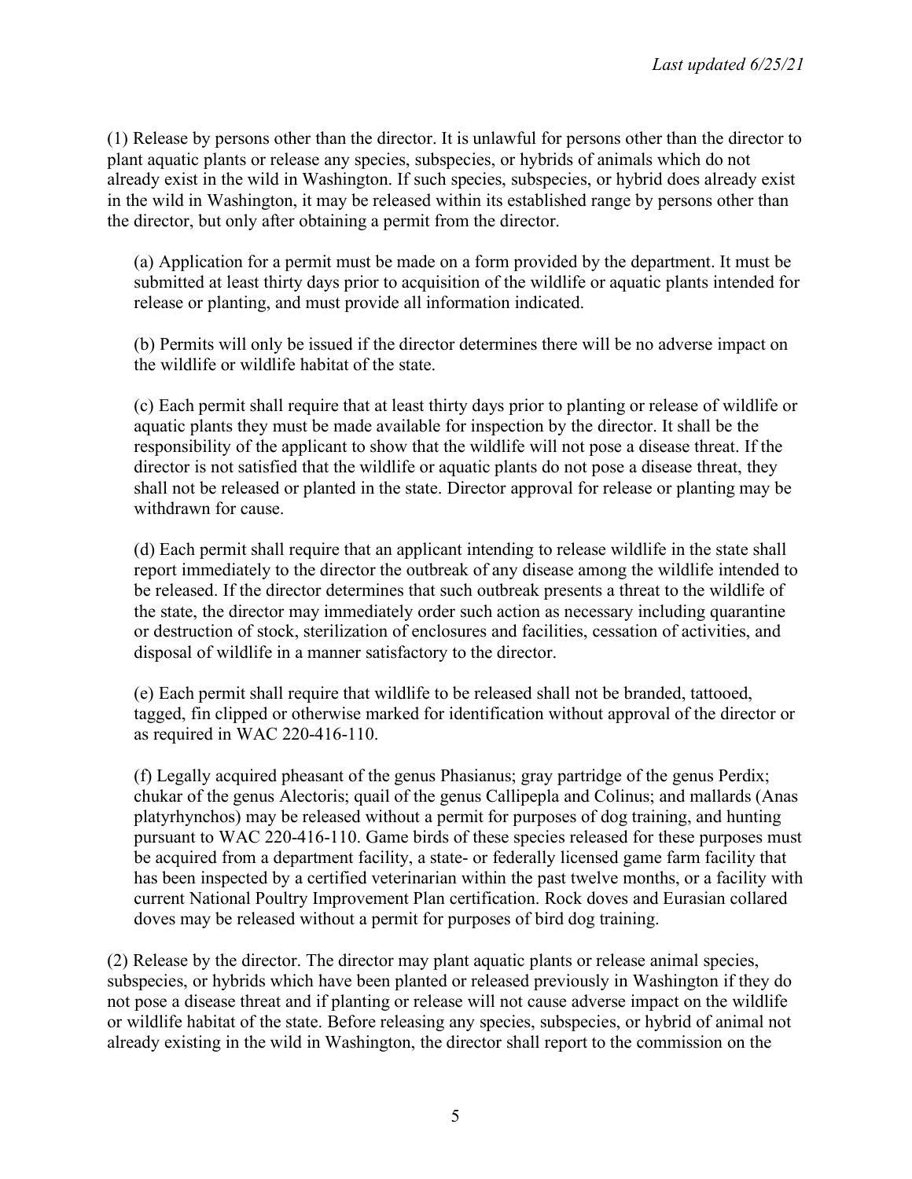(1) Release by persons other than the director. It is unlawful for persons other than the director to plant aquatic plants or release any species, subspecies, or hybrids of animals which do not already exist in the wild in Washington. If such species, subspecies, or hybrid does already exist in the wild in Washington, it may be released within its established range by persons other than the director, but only after obtaining a permit from the director.

(a) Application for a permit must be made on a form provided by the department. It must be submitted at least thirty days prior to acquisition of the wildlife or aquatic plants intended for release or planting, and must provide all information indicated.

(b) Permits will only be issued if the director determines there will be no adverse impact on the wildlife or wildlife habitat of the state.

(c) Each permit shall require that at least thirty days prior to planting or release of wildlife or aquatic plants they must be made available for inspection by the director. It shall be the responsibility of the applicant to show that the wildlife will not pose a disease threat. If the director is not satisfied that the wildlife or aquatic plants do not pose a disease threat, they shall not be released or planted in the state. Director approval for release or planting may be withdrawn for cause.

(d) Each permit shall require that an applicant intending to release wildlife in the state shall report immediately to the director the outbreak of any disease among the wildlife intended to be released. If the director determines that such outbreak presents a threat to the wildlife of the state, the director may immediately order such action as necessary including quarantine or destruction of stock, sterilization of enclosures and facilities, cessation of activities, and disposal of wildlife in a manner satisfactory to the director.

(e) Each permit shall require that wildlife to be released shall not be branded, tattooed, tagged, fin clipped or otherwise marked for identification without approval of the director or as required in WAC 220-416-110.

(f) Legally acquired pheasant of the genus Phasianus; gray partridge of the genus Perdix; chukar of the genus Alectoris; quail of the genus Callipepla and Colinus; and mallards (Anas platyrhynchos) may be released without a permit for purposes of dog training, and hunting pursuant to WAC 220-416-110. Game birds of these species released for these purposes must be acquired from a department facility, a state- or federally licensed game farm facility that has been inspected by a certified veterinarian within the past twelve months, or a facility with current National Poultry Improvement Plan certification. Rock doves and Eurasian collared doves may be released without a permit for purposes of bird dog training.

(2) Release by the director. The director may plant aquatic plants or release animal species, subspecies, or hybrids which have been planted or released previously in Washington if they do not pose a disease threat and if planting or release will not cause adverse impact on the wildlife or wildlife habitat of the state. Before releasing any species, subspecies, or hybrid of animal not already existing in the wild in Washington, the director shall report to the commission on the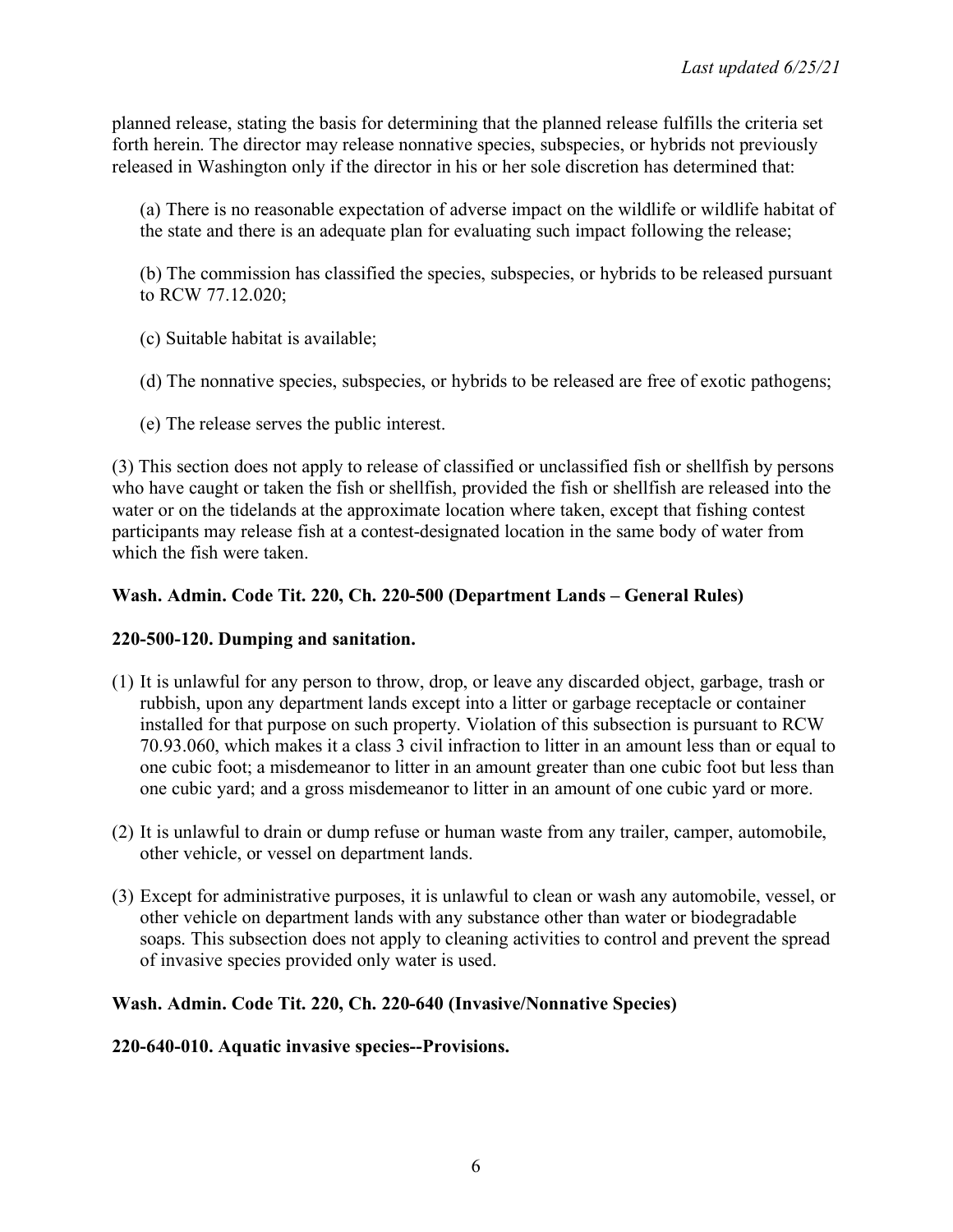planned release, stating the basis for determining that the planned release fulfills the criteria set forth herein. The director may release nonnative species, subspecies, or hybrids not previously released in Washington only if the director in his or her sole discretion has determined that:

(a) There is no reasonable expectation of adverse impact on the wildlife or wildlife habitat of the state and there is an adequate plan for evaluating such impact following the release;

(b) The commission has classified the species, subspecies, or hybrids to be released pursuant to RCW 77.12.020;

(c) Suitable habitat is available;

(d) The nonnative species, subspecies, or hybrids to be released are free of exotic pathogens;

(e) The release serves the public interest.

(3) This section does not apply to release of classified or unclassified fish or shellfish by persons who have caught or taken the fish or shellfish, provided the fish or shellfish are released into the water or on the tidelands at the approximate location where taken, except that fishing contest participants may release fish at a contest-designated location in the same body of water from which the fish were taken.

**Wash. Admin. Code Tit. 220, Ch. 220-500 (Department Lands – General Rules)**

**220-500-120. Dumping and sanitation.**

(1) It is unlawful for any person to throw, drop, or leave any discarded object, garbage, trash or rubbish, upon any department lands except into a litter or garbage receptacle or container installed for that purpose on such property. Violation of this subsection is pursuant to RCW 70.93.060, which makes it a class 3 civil infraction to litter in an amount less than or equal to one cubic foot; a misdemeanor to litter in an amount greater than one cubic foot but less than one cubic yard; and a gross misdemeanor to litter in an amount of one cubic yard or more.

(2) It is unlawful to drain or dump refuse or human waste from any trailer, camper, automobile, other vehicle, or vessel on department lands.

(3) Except for administrative purposes, it is unlawful to clean or wash any automobile, vessel, or other vehicle on department lands with any substance other than water or biodegradable soaps. This subsection does not apply to cleaning activities to control and prevent the spread of invasive species provided only water is used.

**Wash. Admin. Code Tit. 220, Ch. 220-640 (Invasive/Nonnative Species)**

**220-640-010. Aquatic invasive species--Provisions.**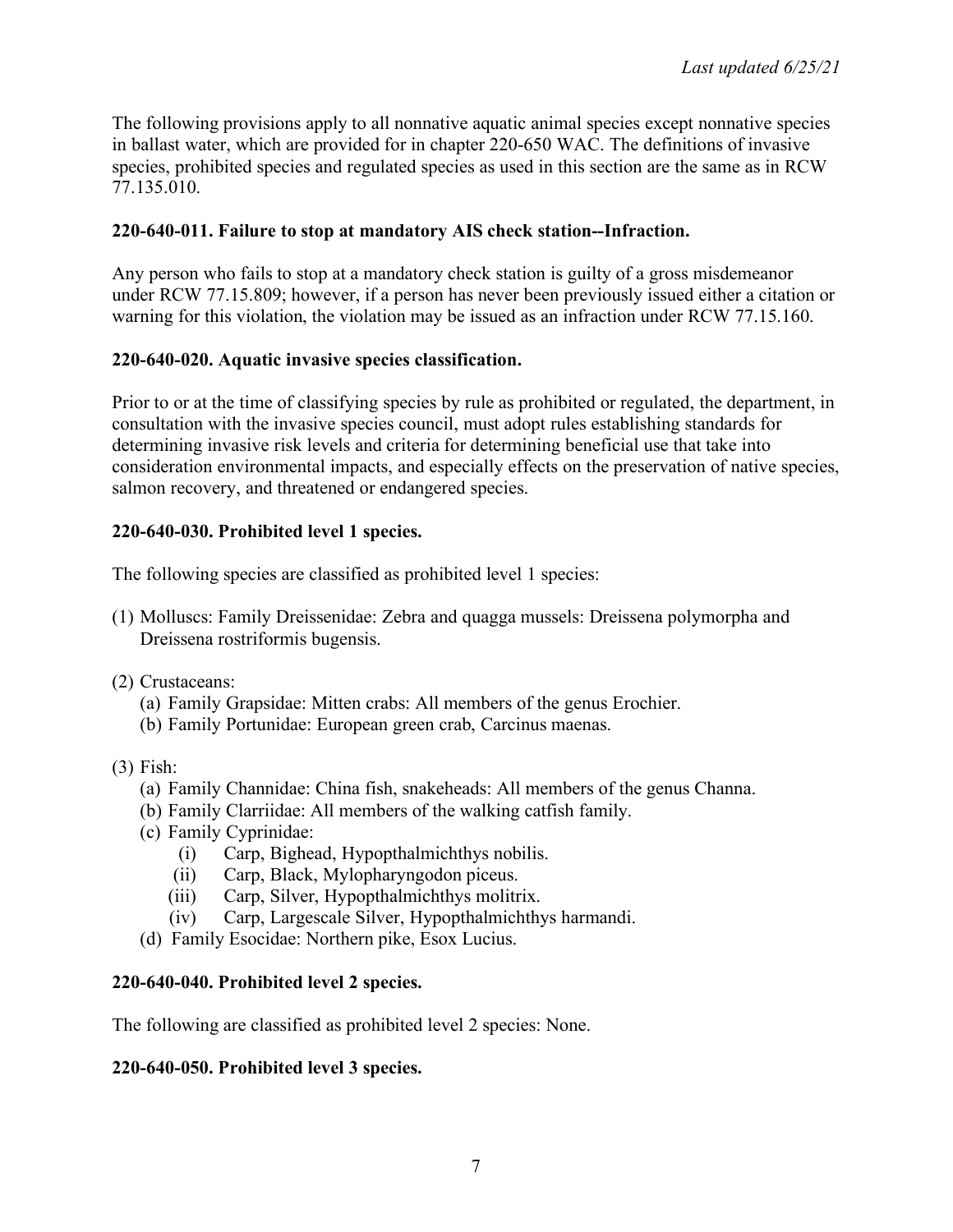*Last updated 6/25/21*

The following provisions apply to all nonnative aquatic animal species except nonnative species in ballast water, which are provided for in chapter 220-650 WAC. The definitions of invasive species, prohibited species and regulated species as used in this section are the same as in RCW 77.135.010.

**220-640-011. Failure to stop at mandatory AIS check station--Infraction.**

Any person who fails to stop at a mandatory check station is guilty of a gross misdemeanor under RCW 77.15.809; however, if a person has never been previously issued either a citation or warning for this violation, the violation may be issued as an infraction under RCW 77.15.160.

**220-640-020. Aquatic invasive species classification.**

Prior to or at the time of classifying species by rule as prohibited or regulated, the department, in consultation with the invasive species council, must adopt rules establishing standards for determining invasive risk levels and criteria for determining beneficial use that take into consideration environmental impacts, and especially effects on the preservation of native species, salmon recovery, and threatened or endangered species.

**220-640-030. Prohibited level 1 species.**

The following species are classified as prohibited level 1 species:

(1) Molluscs: Family Dreissenidae: Zebra and quagga mussels: Dreissena polymorpha and Dreissena rostriformis bugensis.

(2) Crustaceans:
   - (a) Family Grapsidae: Mitten crabs: All members of the genus Erochier.
   - (b) Family Portunidae: European green crab, Carcinus maenas.

(3) Fish:
   - (a) Family Channidae: China fish, snakeheads: All members of the genus Channa.
   - (b) Family Clarriidae: All members of the walking catfish family.
   - (c) Family Cyprinidae:
     - (i) Carp, Bighead, Hypopthalmichthys nobilis.
     - (ii) Carp, Black, Mylopharyngodon piceus.
     - (iii) Carp, Silver, Hypopthalmichthys molitrix.
     - (iv) Carp, Largescale Silver, Hypopthalmichthys harmandi.
   - (d) Family Esocidae: Northern pike, Esox Lucius.

**220-640-040. Prohibited level 2 species.**

The following are classified as prohibited level 2 species: None.

**220-640-050. Prohibited level 3 species.**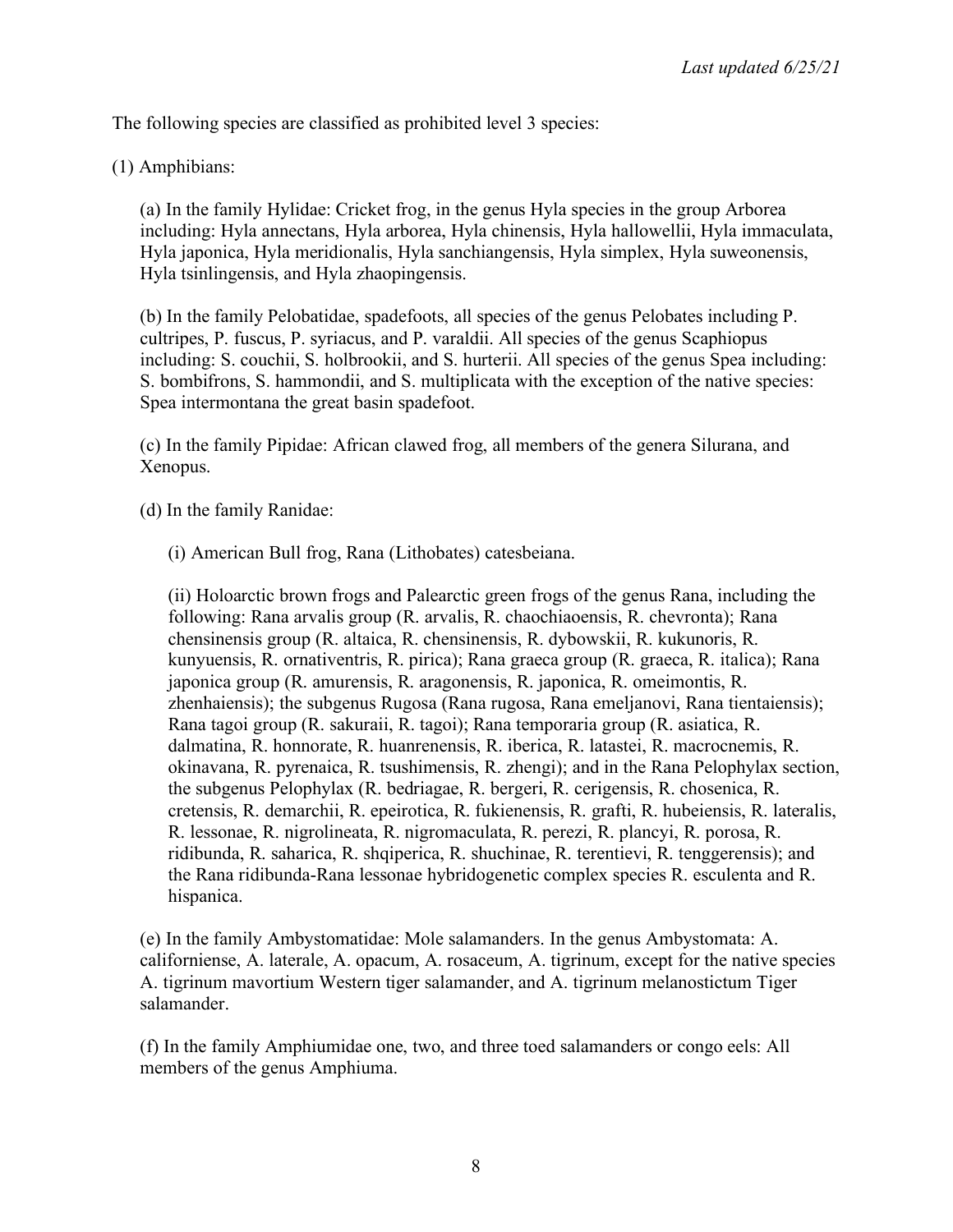*Last updated 6/25/21*

The following species are classified as prohibited level 3 species:

(1) Amphibians:

(a) In the family Hylidae: Cricket frog, in the genus Hyla species in the group Arborea including: Hyla annectans, Hyla arborea, Hyla chinensis, Hyla hallowellii, Hyla immaculata, Hyla japonica, Hyla meridionalis, Hyla sanchiangensis, Hyla simplex, Hyla suweonensis, Hyla tsinlingensis, and Hyla zhaopingensis.

(b) In the family Pelobatidae, spadefoots, all species of the genus Pelobates including P. cultripes, P. fuscus, P. syriacus, and P. varaldii. All species of the genus Scaphiopus including: S. couchii, S. holbrookii, and S. hurterii. All species of the genus Spea including: S. bombifrons, S. hammondii, and S. multiplicata with the exception of the native species: Spea intermontana the great basin spadefoot.

(c) In the family Pipidae: African clawed frog, all members of the genera Silurana, and Xenopus.

(d) In the family Ranidae:

(i) American Bull frog, Rana (Lithobates) catesbeiana.

(ii) Holoarctic brown frogs and Palearctic green frogs of the genus Rana, including the following: Rana arvalis group (R. arvalis, R. chaochiaoensis, R. chevronta); Rana chensinensis group (R. altaica, R. chensinensis, R. dybowskii, R. kukunoris, R. kunyuensis, R. ornativentris, R. pirica); Rana graeca group (R. graeca, R. italica); Rana japonica group (R. amurensis, R. aragonensis, R. japonica, R. omeimontis, R. zhenhaiensis); the subgenus Rugosa (Rana rugosa, Rana emeljanovi, Rana tientaiensis); Rana tagoi group (R. sakuraii, R. tagoi); Rana temporaria group (R. asiatica, R. dalmatina, R. honnorate, R. huanrenensis, R. iberica, R. latastei, R. macrocnemis, R. okinavana, R. pyrenaica, R. tsushimensis, R. zhengi); and in the Rana Pelophylax section, the subgenus Pelophylax (R. bedriagae, R. bergeri, R. cerigensis, R. chosenica, R. cretensis, R. demarchii, R. epeirotica, R. fukienensis, R. grafti, R. hubeiensis, R. lateralis, R. lessonae, R. nigrolineata, R. nigromaculata, R. perezi, R. plancyi, R. porosa, R. ridibunda, R. saharica, R. shqiperica, R. shuchinae, R. terentievi, R. tenggerensis); and the Rana ridibunda-Rana lessonae hybridogenetic complex species R. esculenta and R. hispanica.

(e) In the family Ambystomatidae: Mole salamanders. In the genus Ambystomata: A. californiense, A. laterale, A. opacum, A. rosaceum, A. tigrinum, except for the native species A. tigrinum mavortium Western tiger salamander, and A. tigrinum melanostictum Tiger salamander.

(f) In the family Amphiumidae one, two, and three toed salamanders or congo eels: All members of the genus Amphiuma.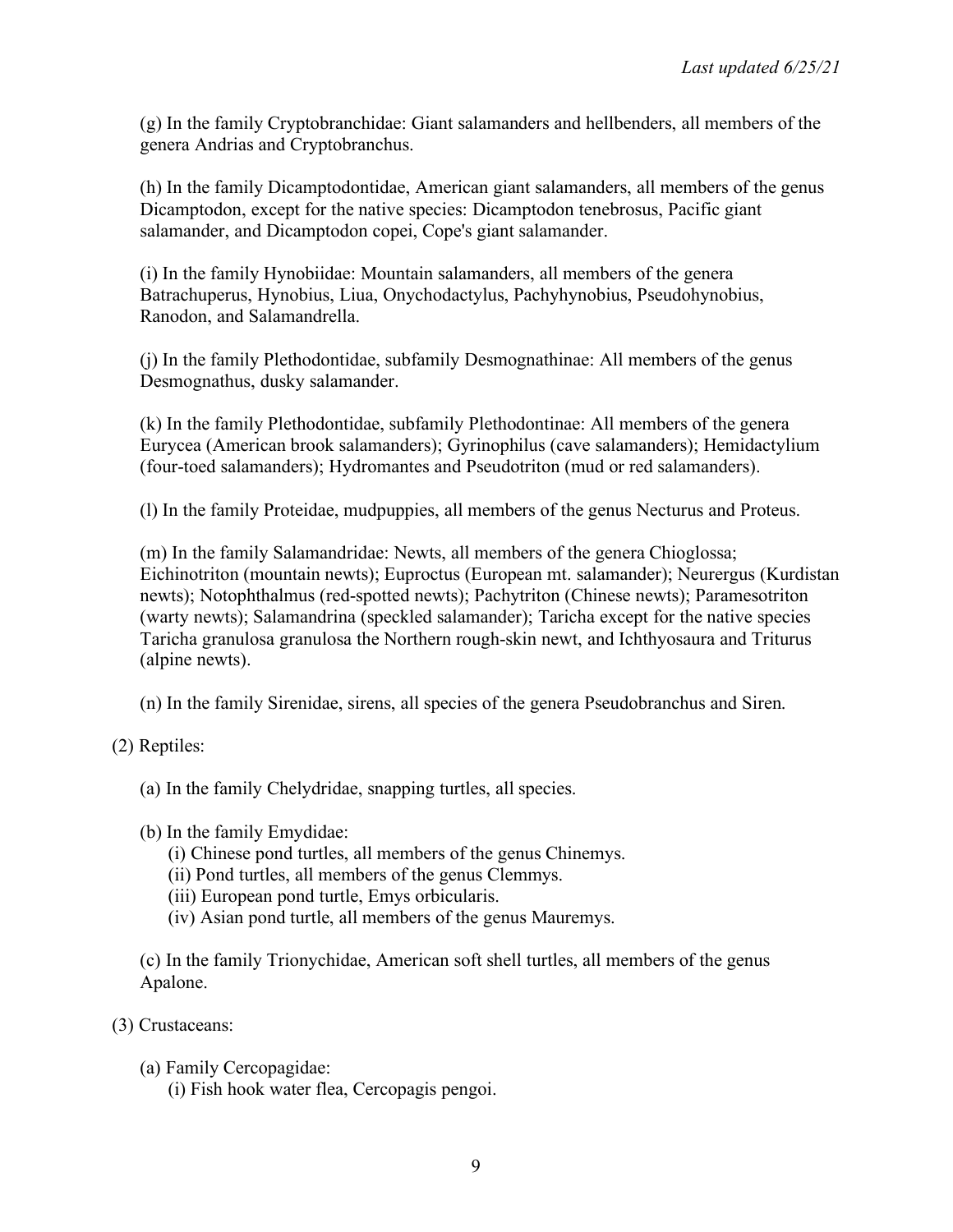(g) In the family Cryptobranchidae: Giant salamanders and hellbenders, all members of the genera Andrias and Cryptobranchus.

(h) In the family Dicamptodontidae, American giant salamanders, all members of the genus Dicamptodon, except for the native species: Dicamptodon tenebrosus, Pacific giant salamander, and Dicamptodon copei, Cope's giant salamander.

(i) In the family Hynobiidae: Mountain salamanders, all members of the genera Batrachuperus, Hynobius, Liua, Onychodactylus, Pachyhynobius, Pseudohynobius, Ranodon, and Salamandrella.

(j) In the family Plethodontidae, subfamily Desmognathinae: All members of the genus Desmognathus, dusky salamander.

(k) In the family Plethodontidae, subfamily Plethodontinae: All members of the genera Eurycea (American brook salamanders); Gyrinophilus (cave salamanders); Hemidactylium (four-toed salamanders); Hydromantes and Pseudotriton (mud or red salamanders).

(l) In the family Proteidae, mudpuppies, all members of the genus Necturus and Proteus.

(m) In the family Salamandridae: Newts, all members of the genera Chioglossa; Eichinotriton (mountain newts); Euproctus (European mt. salamander); Neurergus (Kurdistan newts); Notophthalmus (red-spotted newts); Pachytriton (Chinese newts); Paramesotriton (warty newts); Salamandrina (speckled salamander); Taricha except for the native species Taricha granulosa granulosa the Northern rough-skin newt, and Ichthyosaura and Triturus (alpine newts).

(n) In the family Sirenidae, sirens, all species of the genera Pseudobranchus and Siren.

(2) Reptiles:

(a) In the family Chelydridae, snapping turtles, all species.

(b) In the family Emydidae:
- (i) Chinese pond turtles, all members of the genus Chinemys.
- (ii) Pond turtles, all members of the genus Clemmys.
- (iii) European pond turtle, Emys orbicularis.
- (iv) Asian pond turtle, all members of the genus Mauremys.

(c) In the family Trionychidae, American soft shell turtles, all members of the genus Apalone.

(3) Crustaceans:

(a) Family Cercopagidae:
- (i) Fish hook water flea, Cercopagis pengoi.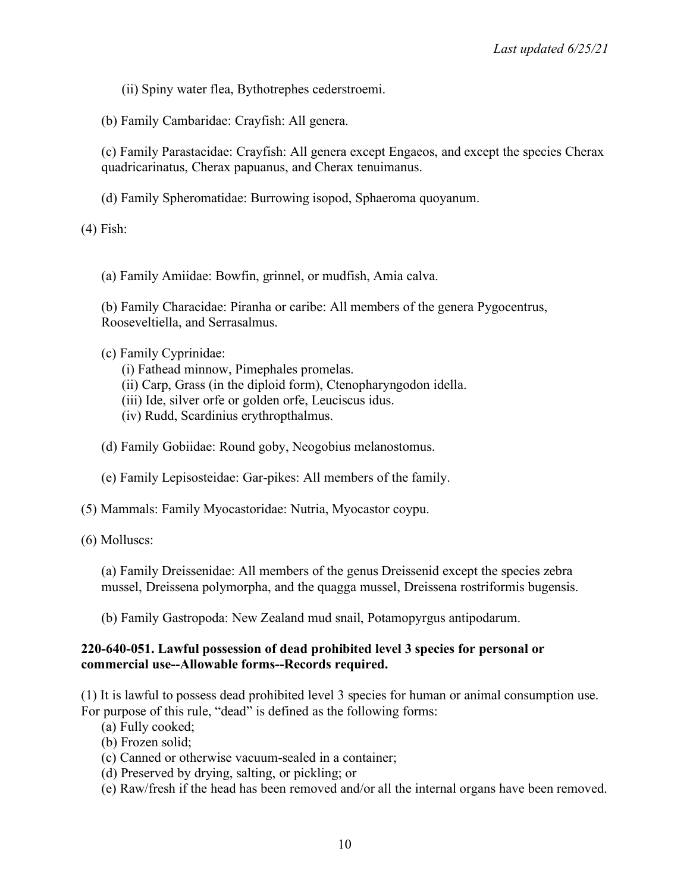(ii) Spiny water flea, Bythotrephes cederstroemi.

(b) Family Cambaridae: Crayfish: All genera.

(c) Family Parastacidae: Crayfish: All genera except Engaeos, and except the species Cherax quadricarinatus, Cherax papuanus, and Cherax tenuimanus.

(d) Family Spheromatidae: Burrowing isopod, Sphaeroma quoyanum.

(4) Fish:

(a) Family Amiidae: Bowfin, grinnel, or mudfish, Amia calva.

(b) Family Characidae: Piranha or caribe: All members of the genera Pygocentrus, Rooseveltiella, and Serrasalmus.

(c) Family Cyprinidae:
(i) Fathead minnow, Pimephales promelas.
(ii) Carp, Grass (in the diploid form), Ctenopharyngodon idella.
(iii) Ide, silver orfe or golden orfe, Leuciscus idus.
(iv) Rudd, Scardinius erythropthalmus.

(d) Family Gobiidae: Round goby, Neogobius melanostomus.

(e) Family Lepisosteidae: Gar-pikes: All members of the family.

(5) Mammals: Family Myocastoridae: Nutria, Myocastor coypu.

(6) Molluscs:

(a) Family Dreissenidae: All members of the genus Dreissenid except the species zebra mussel, Dreissena polymorpha, and the quagga mussel, Dreissena rostriformis bugensis.

(b) Family Gastropoda: New Zealand mud snail, Potamopyrgus antipodarum.

**220-640-051. Lawful possession of dead prohibited level 3 species for personal or commercial use--Allowable forms--Records required.**

(1) It is lawful to possess dead prohibited level 3 species for human or animal consumption use. For purpose of this rule, “dead” is defined as the following forms:
(a) Fully cooked;
(b) Frozen solid;
(c) Canned or otherwise vacuum-sealed in a container;
(d) Preserved by drying, salting, or pickling; or
(e) Raw/fresh if the head has been removed and/or all the internal organs have been removed.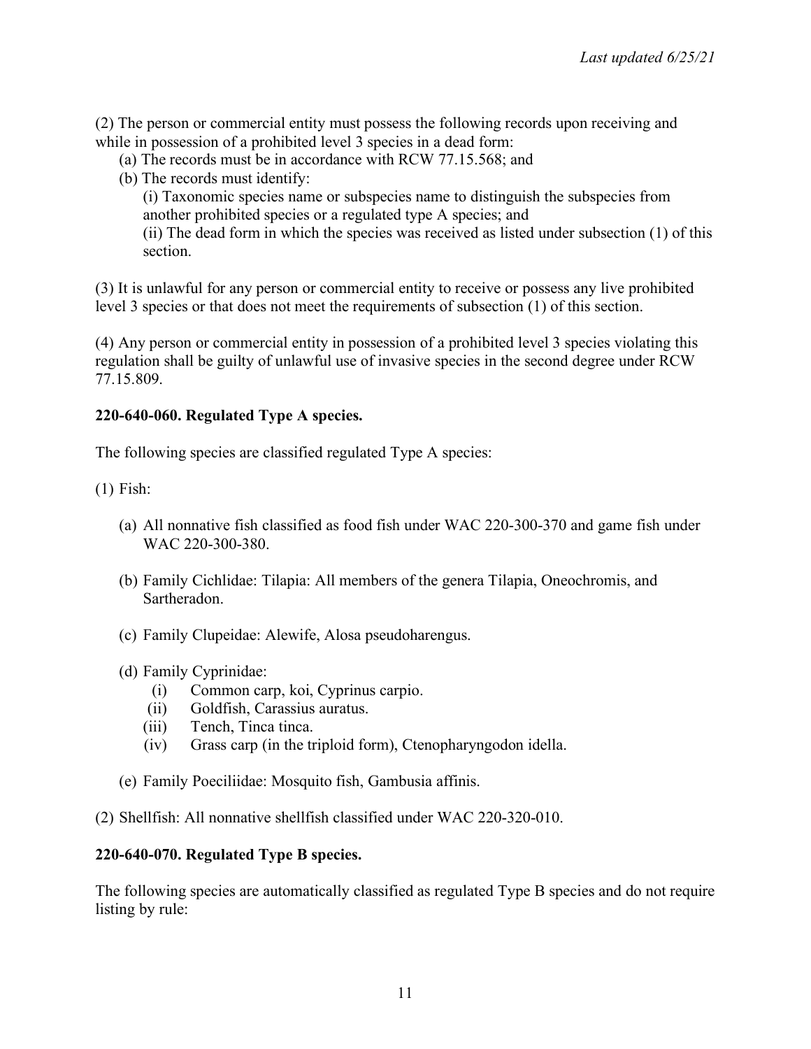(2) The person or commercial entity must possess the following records upon receiving and while in possession of a prohibited level 3 species in a dead form:

(a) The records must be in accordance with RCW 77.15.568; and

(b) The records must identify:

(i) Taxonomic species name or subspecies name to distinguish the subspecies from another prohibited species or a regulated type A species; and

(ii) The dead form in which the species was received as listed under subsection (1) of this section.

(3) It is unlawful for any person or commercial entity to receive or possess any live prohibited level 3 species or that does not meet the requirements of subsection (1) of this section.

(4) Any person or commercial entity in possession of a prohibited level 3 species violating this regulation shall be guilty of unlawful use of invasive species in the second degree under RCW 77.15.809.

**220-640-060. Regulated Type A species.**

The following species are classified regulated Type A species:

(1) Fish:

(a) All nonnative fish classified as food fish under WAC 220-300-370 and game fish under WAC 220-300-380.

(b) Family Cichlidae: Tilapia: All members of the genera Tilapia, Oneochromis, and Sartheradon.

(c) Family Clupeidae: Alewife, Alosa pseudoharengus.

(d) Family Cyprinidae:

(i) Common carp, koi, Cyprinus carpio.

(ii) Goldfish, Carassius auratus.

(iii) Tench, Tinca tinca.

(iv) Grass carp (in the triploid form), Ctenopharyngodon idella.

(e) Family Poeciliidae: Mosquito fish, Gambusia affinis.

(2) Shellfish: All nonnative shellfish classified under WAC 220-320-010.

**220-640-070. Regulated Type B species.**

The following species are automatically classified as regulated Type B species and do not require listing by rule: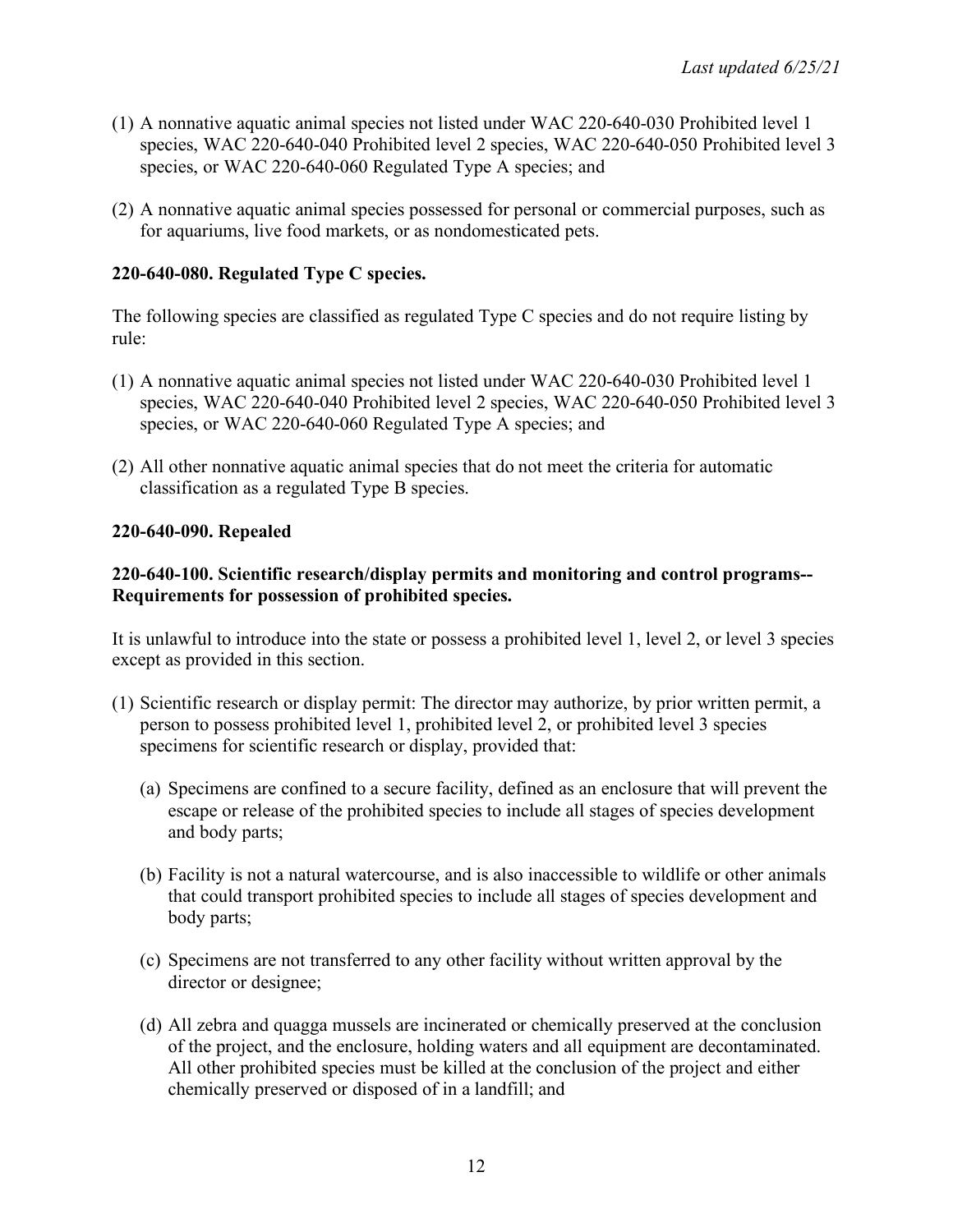(1) A nonnative aquatic animal species not listed under WAC 220-640-030 Prohibited level 1 species, WAC 220-640-040 Prohibited level 2 species, WAC 220-640-050 Prohibited level 3 species, or WAC 220-640-060 Regulated Type A species; and

(2) A nonnative aquatic animal species possessed for personal or commercial purposes, such as for aquariums, live food markets, or as nondomesticated pets.

**220-640-080. Regulated Type C species.**

The following species are classified as regulated Type C species and do not require listing by rule:

(1) A nonnative aquatic animal species not listed under WAC 220-640-030 Prohibited level 1 species, WAC 220-640-040 Prohibited level 2 species, WAC 220-640-050 Prohibited level 3 species, or WAC 220-640-060 Regulated Type A species; and

(2) All other nonnative aquatic animal species that do not meet the criteria for automatic classification as a regulated Type B species.

**220-640-090. Repealed**

**220-640-100. Scientific research/display permits and monitoring and control programs--Requirements for possession of prohibited species.**

It is unlawful to introduce into the state or possess a prohibited level 1, level 2, or level 3 species except as provided in this section.

(1) Scientific research or display permit: The director may authorize, by prior written permit, a person to possess prohibited level 1, prohibited level 2, or prohibited level 3 species specimens for scientific research or display, provided that:

   (a) Specimens are confined to a secure facility, defined as an enclosure that will prevent the escape or release of the prohibited species to include all stages of species development and body parts;

   (b) Facility is not a natural watercourse, and is also inaccessible to wildlife or other animals that could transport prohibited species to include all stages of species development and body parts;

   (c) Specimens are not transferred to any other facility without written approval by the director or designee;

   (d) All zebra and quagga mussels are incinerated or chemically preserved at the conclusion of the project, and the enclosure, holding waters and all equipment are decontaminated. All other prohibited species must be killed at the conclusion of the project and either chemically preserved or disposed of in a landfill; and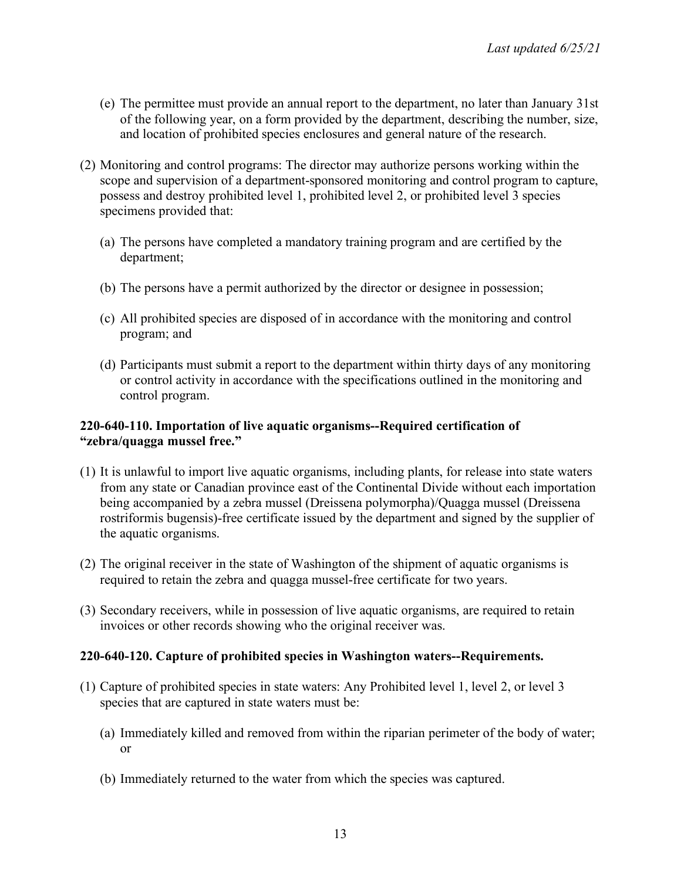(e) The permittee must provide an annual report to the department, no later than January 31st of the following year, on a form provided by the department, describing the number, size, and location of prohibited species enclosures and general nature of the research.

(2) Monitoring and control programs: The director may authorize persons working within the scope and supervision of a department-sponsored monitoring and control program to capture, possess and destroy prohibited level 1, prohibited level 2, or prohibited level 3 species specimens provided that:

(a) The persons have completed a mandatory training program and are certified by the department;

(b) The persons have a permit authorized by the director or designee in possession;

(c) All prohibited species are disposed of in accordance with the monitoring and control program; and

(d) Participants must submit a report to the department within thirty days of any monitoring or control activity in accordance with the specifications outlined in the monitoring and control program.

**220-640-110. Importation of live aquatic organisms--Required certification of "zebra/quagga mussel free."**

(1) It is unlawful to import live aquatic organisms, including plants, for release into state waters from any state or Canadian province east of the Continental Divide without each importation being accompanied by a zebra mussel (Dreissena polymorpha)/Quagga mussel (Dreissena rostriformis bugensis)-free certificate issued by the department and signed by the supplier of the aquatic organisms.

(2) The original receiver in the state of Washington of the shipment of aquatic organisms is required to retain the zebra and quagga mussel-free certificate for two years.

(3) Secondary receivers, while in possession of live aquatic organisms, are required to retain invoices or other records showing who the original receiver was.

**220-640-120. Capture of prohibited species in Washington waters--Requirements.**

(1) Capture of prohibited species in state waters: Any Prohibited level 1, level 2, or level 3 species that are captured in state waters must be:

(a) Immediately killed and removed from within the riparian perimeter of the body of water; or

(b) Immediately returned to the water from which the species was captured.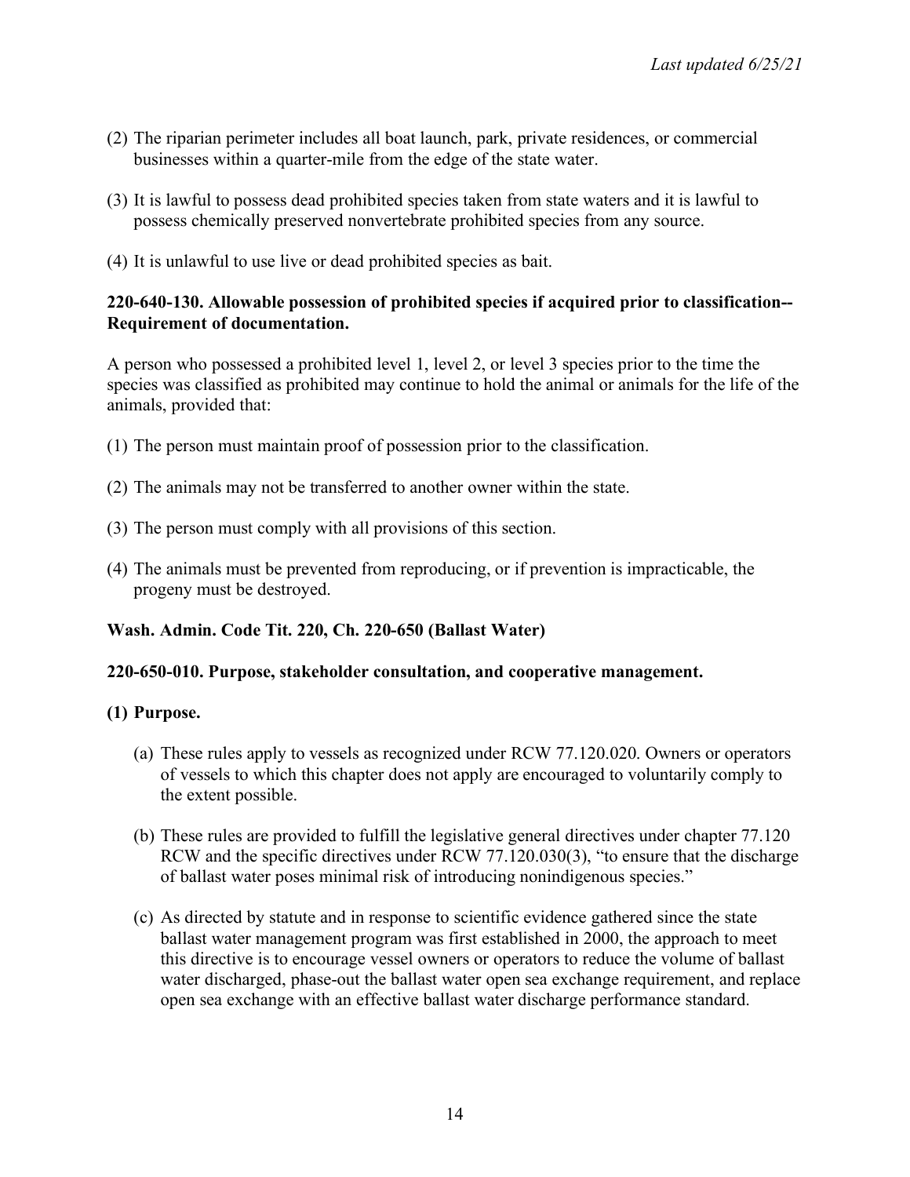(2) The riparian perimeter includes all boat launch, park, private residences, or commercial businesses within a quarter-mile from the edge of the state water.

(3) It is lawful to possess dead prohibited species taken from state waters and it is lawful to possess chemically preserved nonvertebrate prohibited species from any source.

(4) It is unlawful to use live or dead prohibited species as bait.

**220-640-130. Allowable possession of prohibited species if acquired prior to classification--Requirement of documentation.**

A person who possessed a prohibited level 1, level 2, or level 3 species prior to the time the species was classified as prohibited may continue to hold the animal or animals for the life of the animals, provided that:

(1) The person must maintain proof of possession prior to the classification.

(2) The animals may not be transferred to another owner within the state.

(3) The person must comply with all provisions of this section.

(4) The animals must be prevented from reproducing, or if prevention is impracticable, the progeny must be destroyed.

**Wash. Admin. Code Tit. 220, Ch. 220-650 (Ballast Water)**

**220-650-010. Purpose, stakeholder consultation, and cooperative management.**

**(1) Purpose.**

(a) These rules apply to vessels as recognized under RCW 77.120.020. Owners or operators of vessels to which this chapter does not apply are encouraged to voluntarily comply to the extent possible.

(b) These rules are provided to fulfill the legislative general directives under chapter 77.120 RCW and the specific directives under RCW 77.120.030(3), "to ensure that the discharge of ballast water poses minimal risk of introducing nonindigenous species."

(c) As directed by statute and in response to scientific evidence gathered since the state ballast water management program was first established in 2000, the approach to meet this directive is to encourage vessel owners or operators to reduce the volume of ballast water discharged, phase-out the ballast water open sea exchange requirement, and replace open sea exchange with an effective ballast water discharge performance standard.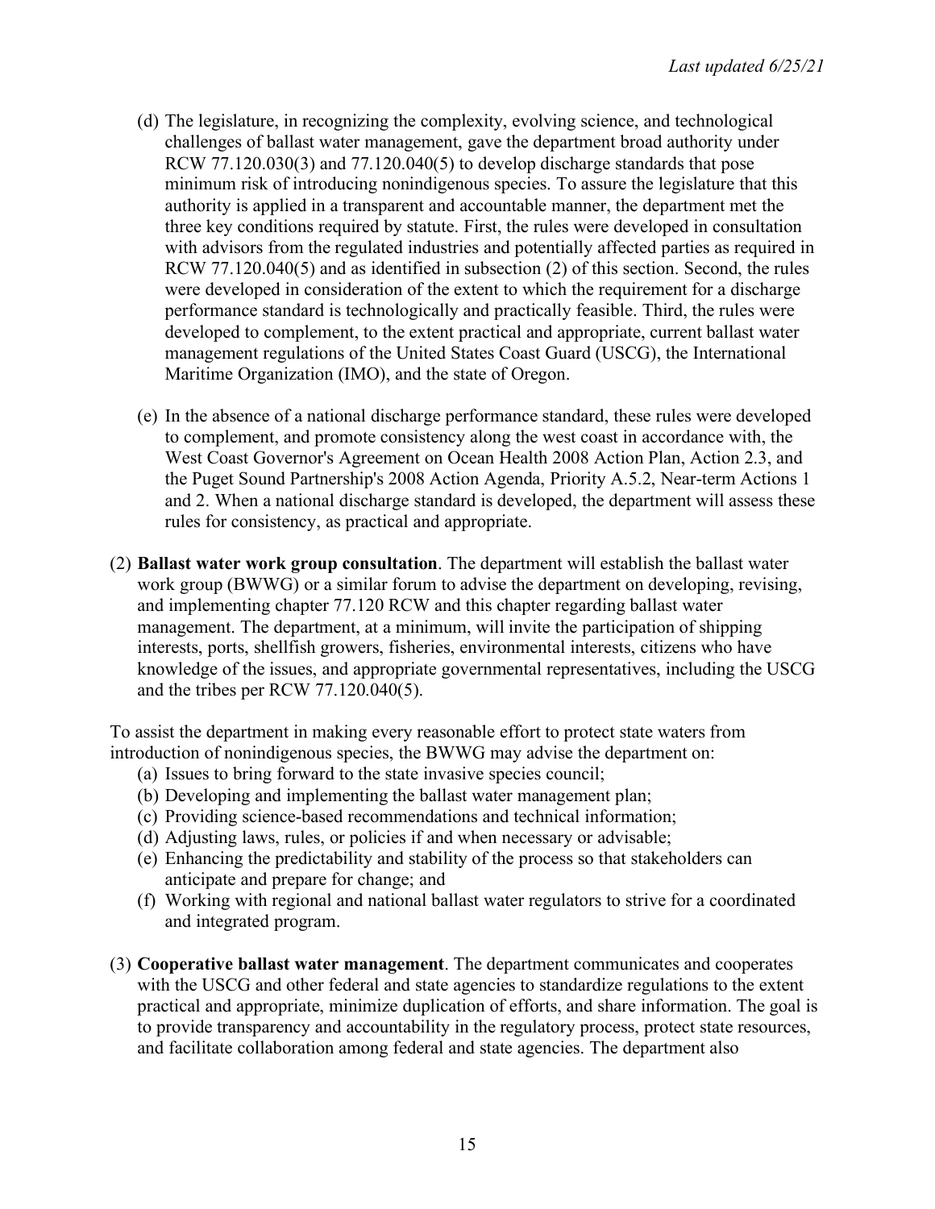(d) The legislature, in recognizing the complexity, evolving science, and technological challenges of ballast water management, gave the department broad authority under RCW 77.120.030(3) and 77.120.040(5) to develop discharge standards that pose minimum risk of introducing nonindigenous species. To assure the legislature that this authority is applied in a transparent and accountable manner, the department met the three key conditions required by statute. First, the rules were developed in consultation with advisors from the regulated industries and potentially affected parties as required in RCW 77.120.040(5) and as identified in subsection (2) of this section. Second, the rules were developed in consideration of the extent to which the requirement for a discharge performance standard is technologically and practically feasible. Third, the rules were developed to complement, to the extent practical and appropriate, current ballast water management regulations of the United States Coast Guard (USCG), the International Maritime Organization (IMO), and the state of Oregon.

(e) In the absence of a national discharge performance standard, these rules were developed to complement, and promote consistency along the west coast in accordance with, the West Coast Governor's Agreement on Ocean Health 2008 Action Plan, Action 2.3, and the Puget Sound Partnership's 2008 Action Agenda, Priority A.5.2, Near-term Actions 1 and 2. When a national discharge standard is developed, the department will assess these rules for consistency, as practical and appropriate.

(2) **Ballast water work group consultation**. The department will establish the ballast water work group (BWWG) or a similar forum to advise the department on developing, revising, and implementing chapter 77.120 RCW and this chapter regarding ballast water management. The department, at a minimum, will invite the participation of shipping interests, ports, shellfish growers, fisheries, environmental interests, citizens who have knowledge of the issues, and appropriate governmental representatives, including the USCG and the tribes per RCW 77.120.040(5).

To assist the department in making every reasonable effort to protect state waters from introduction of nonindigenous species, the BWWG may advise the department on:

(a) Issues to bring forward to the state invasive species council;
(b) Developing and implementing the ballast water management plan;
(c) Providing science-based recommendations and technical information;
(d) Adjusting laws, rules, or policies if and when necessary or advisable;
(e) Enhancing the predictability and stability of the process so that stakeholders can anticipate and prepare for change; and
(f) Working with regional and national ballast water regulators to strive for a coordinated and integrated program.

(3) **Cooperative ballast water management**. The department communicates and cooperates with the USCG and other federal and state agencies to standardize regulations to the extent practical and appropriate, minimize duplication of efforts, and share information. The goal is to provide transparency and accountability in the regulatory process, protect state resources, and facilitate collaboration among federal and state agencies. The department also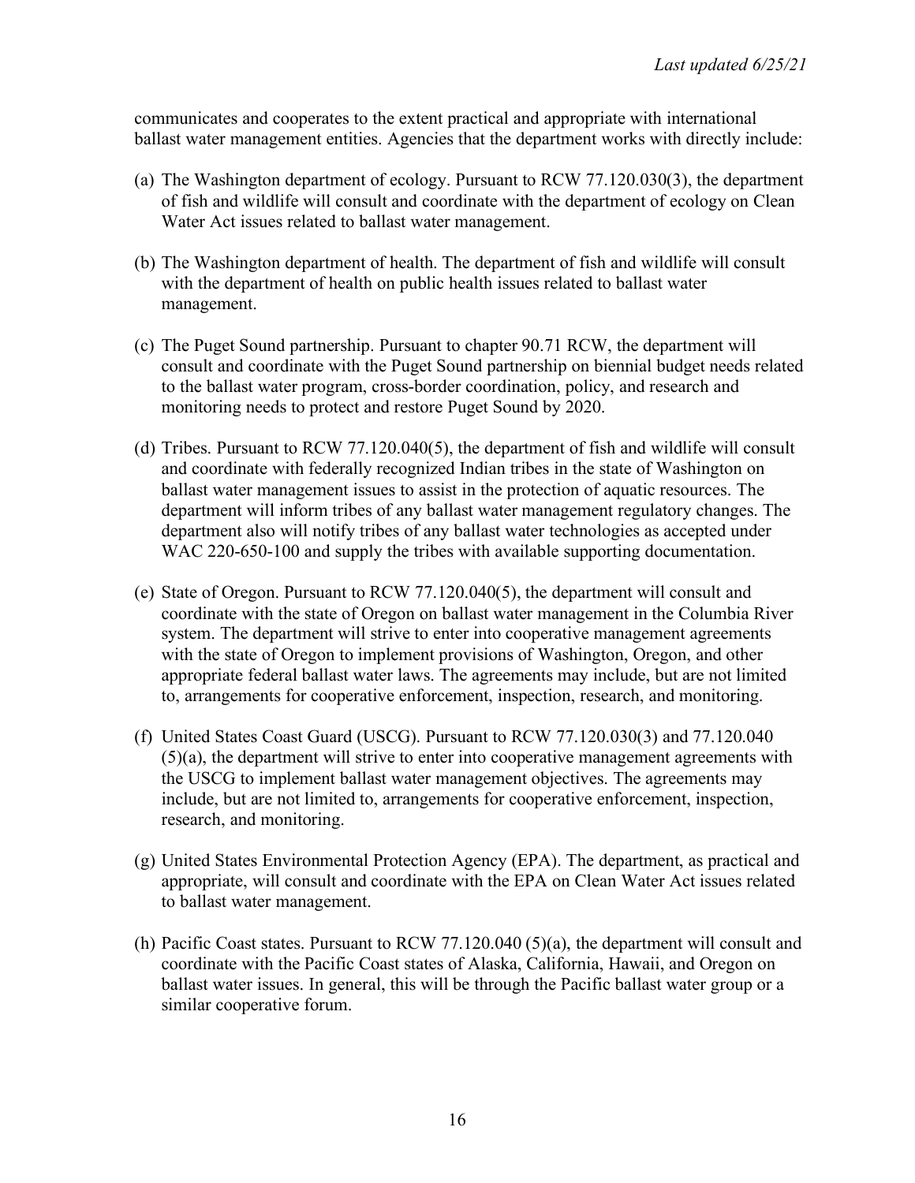communicates and cooperates to the extent practical and appropriate with international ballast water management entities. Agencies that the department works with directly include:

(a) The Washington department of ecology. Pursuant to RCW 77.120.030(3), the department of fish and wildlife will consult and coordinate with the department of ecology on Clean Water Act issues related to ballast water management.

(b) The Washington department of health. The department of fish and wildlife will consult with the department of health on public health issues related to ballast water management.

(c) The Puget Sound partnership. Pursuant to chapter 90.71 RCW, the department will consult and coordinate with the Puget Sound partnership on biennial budget needs related to the ballast water program, cross-border coordination, policy, and research and monitoring needs to protect and restore Puget Sound by 2020.

(d) Tribes. Pursuant to RCW 77.120.040(5), the department of fish and wildlife will consult and coordinate with federally recognized Indian tribes in the state of Washington on ballast water management issues to assist in the protection of aquatic resources. The department will inform tribes of any ballast water management regulatory changes. The department also will notify tribes of any ballast water technologies as accepted under WAC 220-650-100 and supply the tribes with available supporting documentation.

(e) State of Oregon. Pursuant to RCW 77.120.040(5), the department will consult and coordinate with the state of Oregon on ballast water management in the Columbia River system. The department will strive to enter into cooperative management agreements with the state of Oregon to implement provisions of Washington, Oregon, and other appropriate federal ballast water laws. The agreements may include, but are not limited to, arrangements for cooperative enforcement, inspection, research, and monitoring.

(f) United States Coast Guard (USCG). Pursuant to RCW 77.120.030(3) and 77.120.040 (5)(a), the department will strive to enter into cooperative management agreements with the USCG to implement ballast water management objectives. The agreements may include, but are not limited to, arrangements for cooperative enforcement, inspection, research, and monitoring.

(g) United States Environmental Protection Agency (EPA). The department, as practical and appropriate, will consult and coordinate with the EPA on Clean Water Act issues related to ballast water management.

(h) Pacific Coast states. Pursuant to RCW 77.120.040 (5)(a), the department will consult and coordinate with the Pacific Coast states of Alaska, California, Hawaii, and Oregon on ballast water issues. In general, this will be through the Pacific ballast water group or a similar cooperative forum.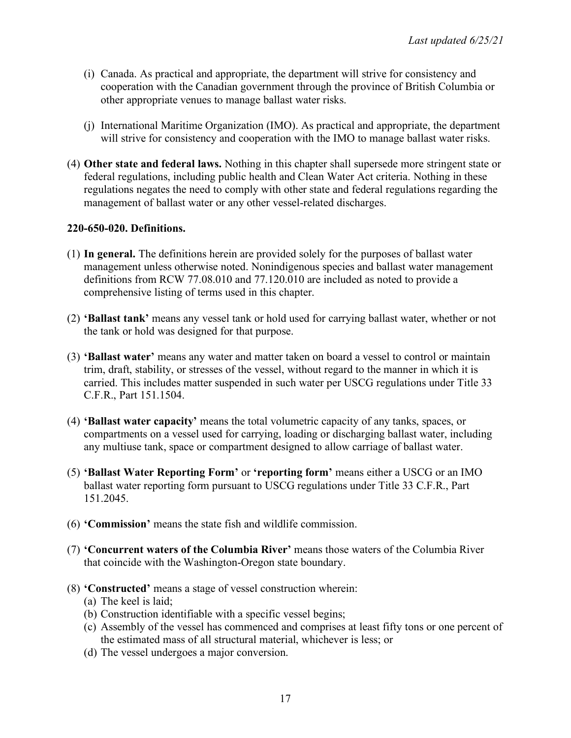(i) Canada. As practical and appropriate, the department will strive for consistency and cooperation with the Canadian government through the province of British Columbia or other appropriate venues to manage ballast water risks.

(j) International Maritime Organization (IMO). As practical and appropriate, the department will strive for consistency and cooperation with the IMO to manage ballast water risks.

(4) **Other state and federal laws.** Nothing in this chapter shall supersede more stringent state or federal regulations, including public health and Clean Water Act criteria. Nothing in these regulations negates the need to comply with other state and federal regulations regarding the management of ballast water or any other vessel-related discharges.

**220-650-020. Definitions.**

(1) **In general.** The definitions herein are provided solely for the purposes of ballast water management unless otherwise noted. Nonindigenous species and ballast water management definitions from RCW 77.08.010 and 77.120.010 are included as noted to provide a comprehensive listing of terms used in this chapter.

(2) **'Ballast tank'** means any vessel tank or hold used for carrying ballast water, whether or not the tank or hold was designed for that purpose.

(3) **'Ballast water'** means any water and matter taken on board a vessel to control or maintain trim, draft, stability, or stresses of the vessel, without regard to the manner in which it is carried. This includes matter suspended in such water per USCG regulations under Title 33 C.F.R., Part 151.1504.

(4) **'Ballast water capacity'** means the total volumetric capacity of any tanks, spaces, or compartments on a vessel used for carrying, loading or discharging ballast water, including any multiuse tank, space or compartment designed to allow carriage of ballast water.

(5) **'Ballast Water Reporting Form'** or **'reporting form'** means either a USCG or an IMO ballast water reporting form pursuant to USCG regulations under Title 33 C.F.R., Part 151.2045.

(6) **'Commission'** means the state fish and wildlife commission.

(7) **'Concurrent waters of the Columbia River'** means those waters of the Columbia River that coincide with the Washington-Oregon state boundary.

(8) **'Constructed'** means a stage of vessel construction wherein:
  (a) The keel is laid;
  (b) Construction identifiable with a specific vessel begins;
  (c) Assembly of the vessel has commenced and comprises at least fifty tons or one percent of the estimated mass of all structural material, whichever is less; or
  (d) The vessel undergoes a major conversion.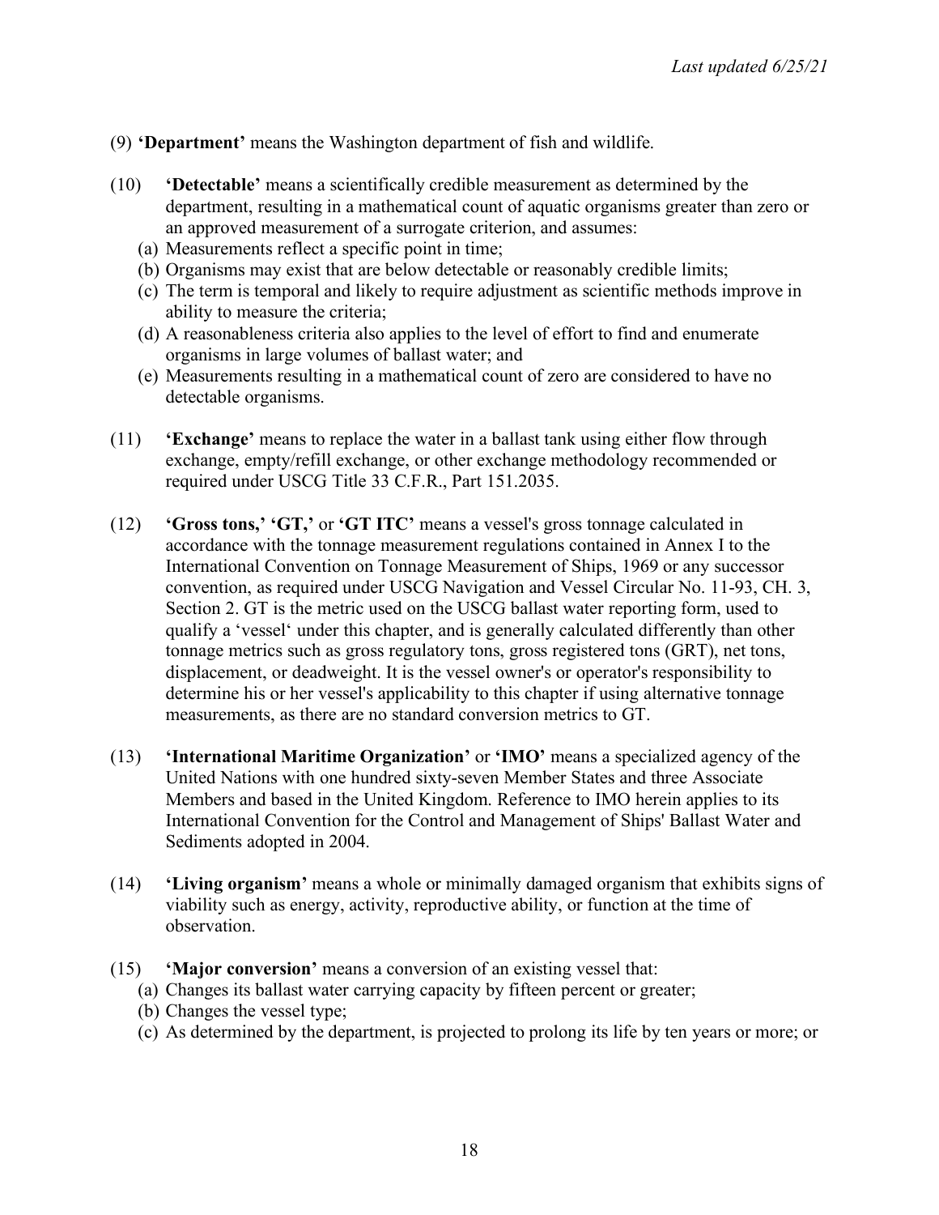(9) **'Department'** means the Washington department of fish and wildlife.

(10) **'Detectable'** means a scientifically credible measurement as determined by the department, resulting in a mathematical count of aquatic organisms greater than zero or an approved measurement of a surrogate criterion, and assumes:

  (a) Measurements reflect a specific point in time;
  (b) Organisms may exist that are below detectable or reasonably credible limits;
  (c) The term is temporal and likely to require adjustment as scientific methods improve in ability to measure the criteria;
  (d) A reasonableness criteria also applies to the level of effort to find and enumerate organisms in large volumes of ballast water; and
  (e) Measurements resulting in a mathematical count of zero are considered to have no detectable organisms.

(11) **'Exchange'** means to replace the water in a ballast tank using either flow through exchange, empty/refill exchange, or other exchange methodology recommended or required under USCG Title 33 C.F.R., Part 151.2035.

(12) **'Gross tons,' 'GT,'** or **'GT ITC'** means a vessel's gross tonnage calculated in accordance with the tonnage measurement regulations contained in Annex I to the International Convention on Tonnage Measurement of Ships, 1969 or any successor convention, as required under USCG Navigation and Vessel Circular No. 11-93, CH. 3, Section 2. GT is the metric used on the USCG ballast water reporting form, used to qualify a 'vessel' under this chapter, and is generally calculated differently than other tonnage metrics such as gross regulatory tons, gross registered tons (GRT), net tons, displacement, or deadweight. It is the vessel owner's or operator's responsibility to determine his or her vessel's applicability to this chapter if using alternative tonnage measurements, as there are no standard conversion metrics to GT.

(13) **'International Maritime Organization'** or **'IMO'** means a specialized agency of the United Nations with one hundred sixty-seven Member States and three Associate Members and based in the United Kingdom. Reference to IMO herein applies to its International Convention for the Control and Management of Ships' Ballast Water and Sediments adopted in 2004.

(14) **'Living organism'** means a whole or minimally damaged organism that exhibits signs of viability such as energy, activity, reproductive ability, or function at the time of observation.

(15) **'Major conversion'** means a conversion of an existing vessel that:

  (a) Changes its ballast water carrying capacity by fifteen percent or greater;
  (b) Changes the vessel type;
  (c) As determined by the department, is projected to prolong its life by ten years or more; or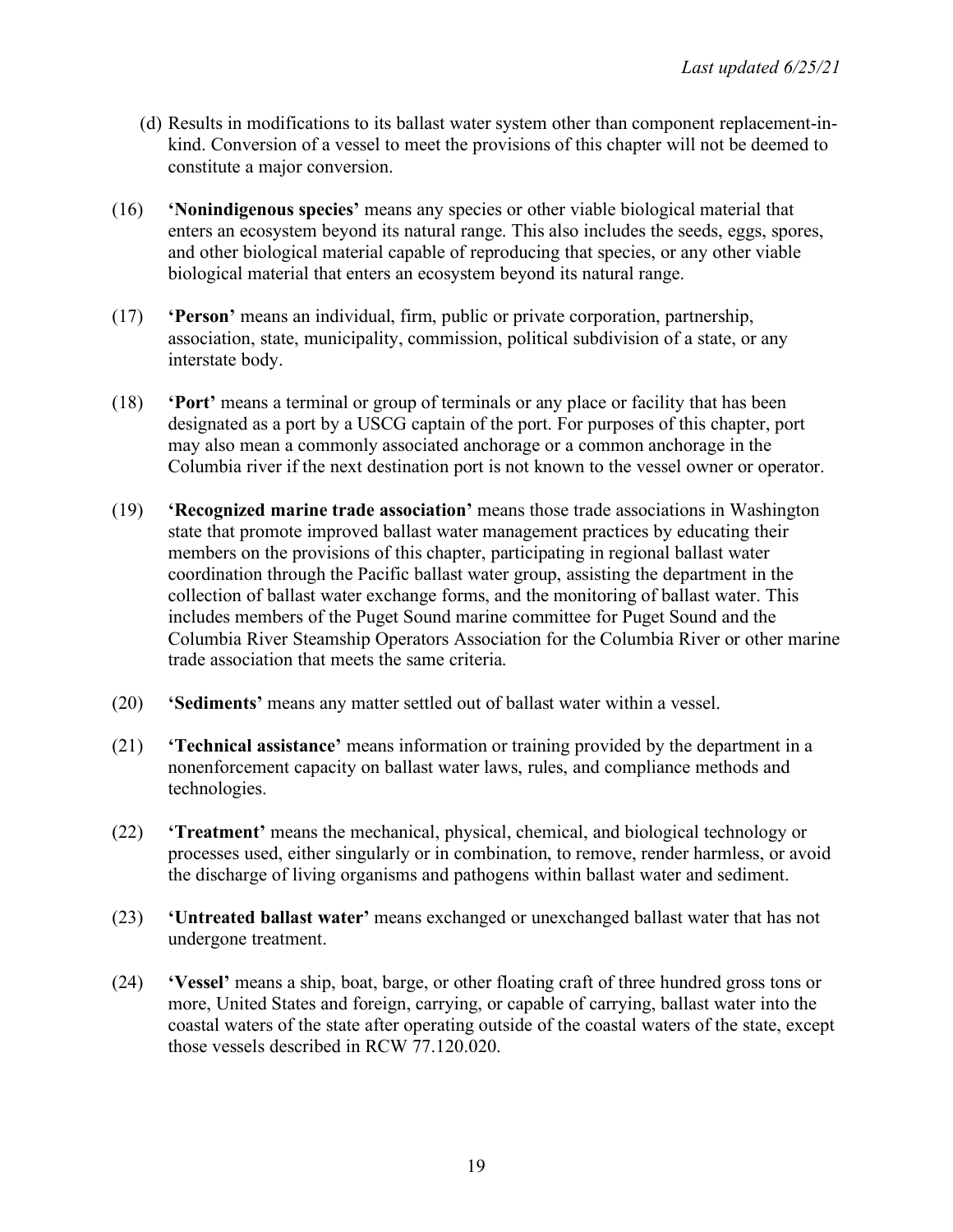(d) Results in modifications to its ballast water system other than component replacement-in-kind. Conversion of a vessel to meet the provisions of this chapter will not be deemed to constitute a major conversion.

(16) **'Nonindigenous species'** means any species or other viable biological material that enters an ecosystem beyond its natural range. This also includes the seeds, eggs, spores, and other biological material capable of reproducing that species, or any other viable biological material that enters an ecosystem beyond its natural range.

(17) **'Person'** means an individual, firm, public or private corporation, partnership, association, state, municipality, commission, political subdivision of a state, or any interstate body.

(18) **'Port'** means a terminal or group of terminals or any place or facility that has been designated as a port by a USCG captain of the port. For purposes of this chapter, port may also mean a commonly associated anchorage or a common anchorage in the Columbia river if the next destination port is not known to the vessel owner or operator.

(19) **'Recognized marine trade association'** means those trade associations in Washington state that promote improved ballast water management practices by educating their members on the provisions of this chapter, participating in regional ballast water coordination through the Pacific ballast water group, assisting the department in the collection of ballast water exchange forms, and the monitoring of ballast water. This includes members of the Puget Sound marine committee for Puget Sound and the Columbia River Steamship Operators Association for the Columbia River or other marine trade association that meets the same criteria.

(20) **'Sediments'** means any matter settled out of ballast water within a vessel.

(21) **'Technical assistance'** means information or training provided by the department in a nonenforcement capacity on ballast water laws, rules, and compliance methods and technologies.

(22) **'Treatment'** means the mechanical, physical, chemical, and biological technology or processes used, either singularly or in combination, to remove, render harmless, or avoid the discharge of living organisms and pathogens within ballast water and sediment.

(23) **'Untreated ballast water'** means exchanged or unexchanged ballast water that has not undergone treatment.

(24) **'Vessel'** means a ship, boat, barge, or other floating craft of three hundred gross tons or more, United States and foreign, carrying, or capable of carrying, ballast water into the coastal waters of the state after operating outside of the coastal waters of the state, except those vessels described in RCW 77.120.020.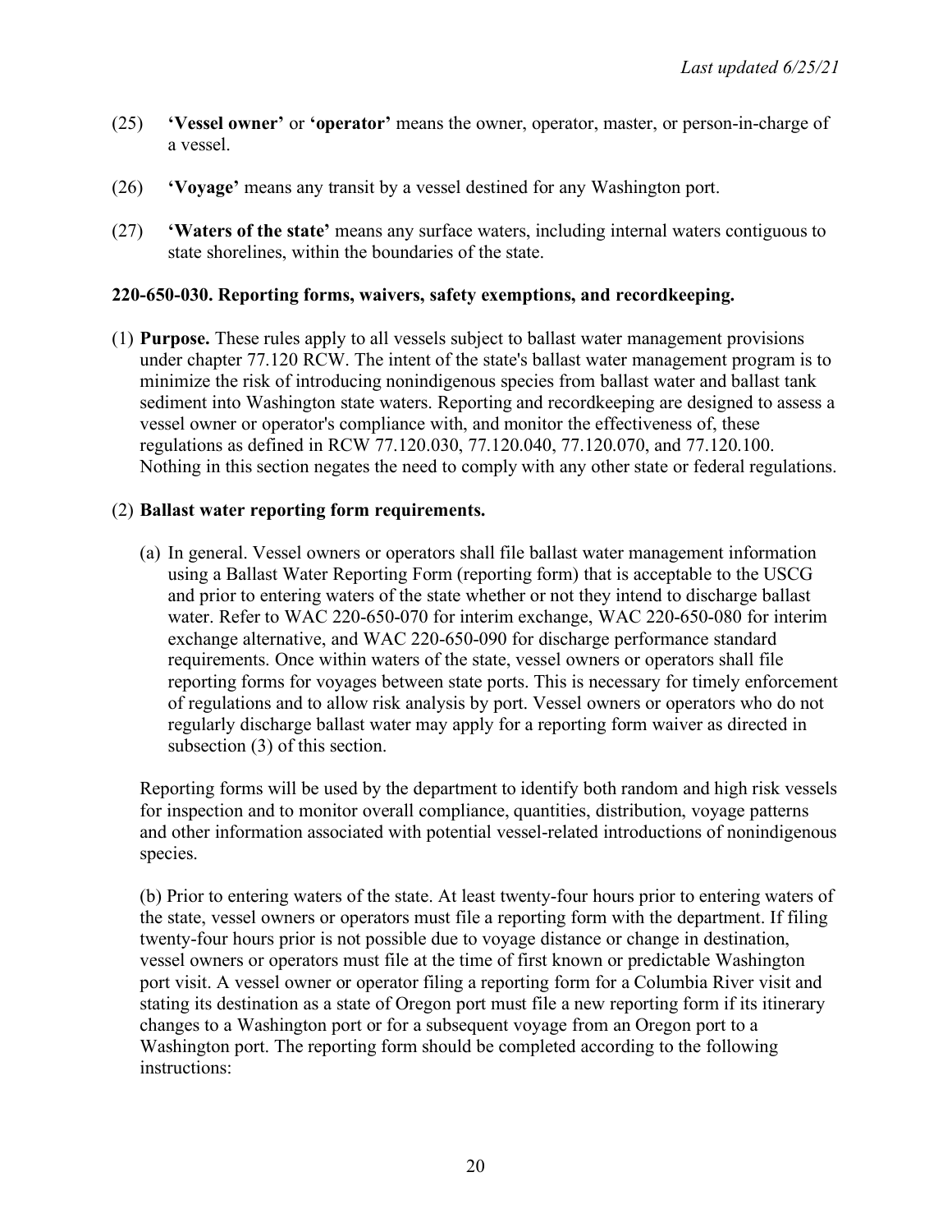(25) **'Vessel owner'** or **'operator'** means the owner, operator, master, or person-in-charge of a vessel.

(26) **'Voyage'** means any transit by a vessel destined for any Washington port.

(27) **'Waters of the state'** means any surface waters, including internal waters contiguous to state shorelines, within the boundaries of the state.

### 220-650-030. Reporting forms, waivers, safety exemptions, and recordkeeping.

(1) **Purpose.** These rules apply to all vessels subject to ballast water management provisions under chapter 77.120 RCW. The intent of the state's ballast water management program is to minimize the risk of introducing nonindigenous species from ballast water and ballast tank sediment into Washington state waters. Reporting and recordkeeping are designed to assess a vessel owner or operator's compliance with, and monitor the effectiveness of, these regulations as defined in RCW 77.120.030, 77.120.040, 77.120.070, and 77.120.100. Nothing in this section negates the need to comply with any other state or federal regulations.

(2) **Ballast water reporting form requirements.**

(a) In general. Vessel owners or operators shall file ballast water management information using a Ballast Water Reporting Form (reporting form) that is acceptable to the USCG and prior to entering waters of the state whether or not they intend to discharge ballast water. Refer to WAC 220-650-070 for interim exchange, WAC 220-650-080 for interim exchange alternative, and WAC 220-650-090 for discharge performance standard requirements. Once within waters of the state, vessel owners or operators shall file reporting forms for voyages between state ports. This is necessary for timely enforcement of regulations and to allow risk analysis by port. Vessel owners or operators who do not regularly discharge ballast water may apply for a reporting form waiver as directed in subsection (3) of this section.

Reporting forms will be used by the department to identify both random and high risk vessels for inspection and to monitor overall compliance, quantities, distribution, voyage patterns and other information associated with potential vessel-related introductions of nonindigenous species.

(b) Prior to entering waters of the state. At least twenty-four hours prior to entering waters of the state, vessel owners or operators must file a reporting form with the department. If filing twenty-four hours prior is not possible due to voyage distance or change in destination, vessel owners or operators must file at the time of first known or predictable Washington port visit. A vessel owner or operator filing a reporting form for a Columbia River visit and stating its destination as a state of Oregon port must file a new reporting form if its itinerary changes to a Washington port or for a subsequent voyage from an Oregon port to a Washington port. The reporting form should be completed according to the following instructions: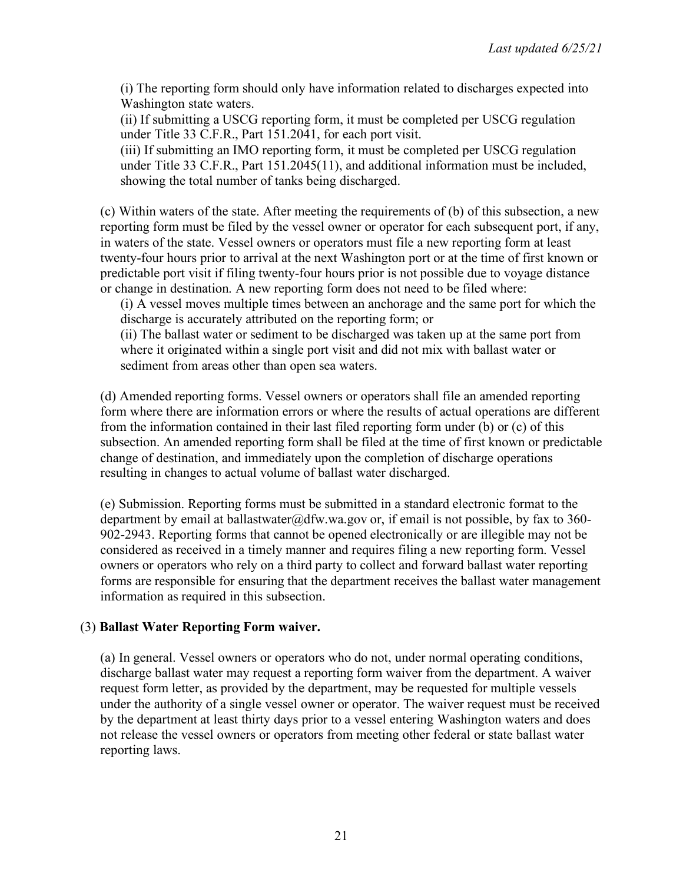(i) The reporting form should only have information related to discharges expected into Washington state waters.
(ii) If submitting a USCG reporting form, it must be completed per USCG regulation under Title 33 C.F.R., Part 151.2041, for each port visit.
(iii) If submitting an IMO reporting form, it must be completed per USCG regulation under Title 33 C.F.R., Part 151.2045(11), and additional information must be included, showing the total number of tanks being discharged.

(c) Within waters of the state. After meeting the requirements of (b) of this subsection, a new reporting form must be filed by the vessel owner or operator for each subsequent port, if any, in waters of the state. Vessel owners or operators must file a new reporting form at least twenty-four hours prior to arrival at the next Washington port or at the time of first known or predictable port visit if filing twenty-four hours prior is not possible due to voyage distance or change in destination. A new reporting form does not need to be filed where:
(i) A vessel moves multiple times between an anchorage and the same port for which the discharge is accurately attributed on the reporting form; or
(ii) The ballast water or sediment to be discharged was taken up at the same port from where it originated within a single port visit and did not mix with ballast water or sediment from areas other than open sea waters.

(d) Amended reporting forms. Vessel owners or operators shall file an amended reporting form where there are information errors or where the results of actual operations are different from the information contained in their last filed reporting form under (b) or (c) of this subsection. An amended reporting form shall be filed at the time of first known or predictable change of destination, and immediately upon the completion of discharge operations resulting in changes to actual volume of ballast water discharged.

(e) Submission. Reporting forms must be submitted in a standard electronic format to the department by email at ballastwater@dfw.wa.gov or, if email is not possible, by fax to 360-902-2943. Reporting forms that cannot be opened electronically or are illegible may not be considered as received in a timely manner and requires filing a new reporting form. Vessel owners or operators who rely on a third party to collect and forward ballast water reporting forms are responsible for ensuring that the department receives the ballast water management information as required in this subsection.

(3) **Ballast Water Reporting Form waiver.**

(a) In general. Vessel owners or operators who do not, under normal operating conditions, discharge ballast water may request a reporting form waiver from the department. A waiver request form letter, as provided by the department, may be requested for multiple vessels under the authority of a single vessel owner or operator. The waiver request must be received by the department at least thirty days prior to a vessel entering Washington waters and does not release the vessel owners or operators from meeting other federal or state ballast water reporting laws.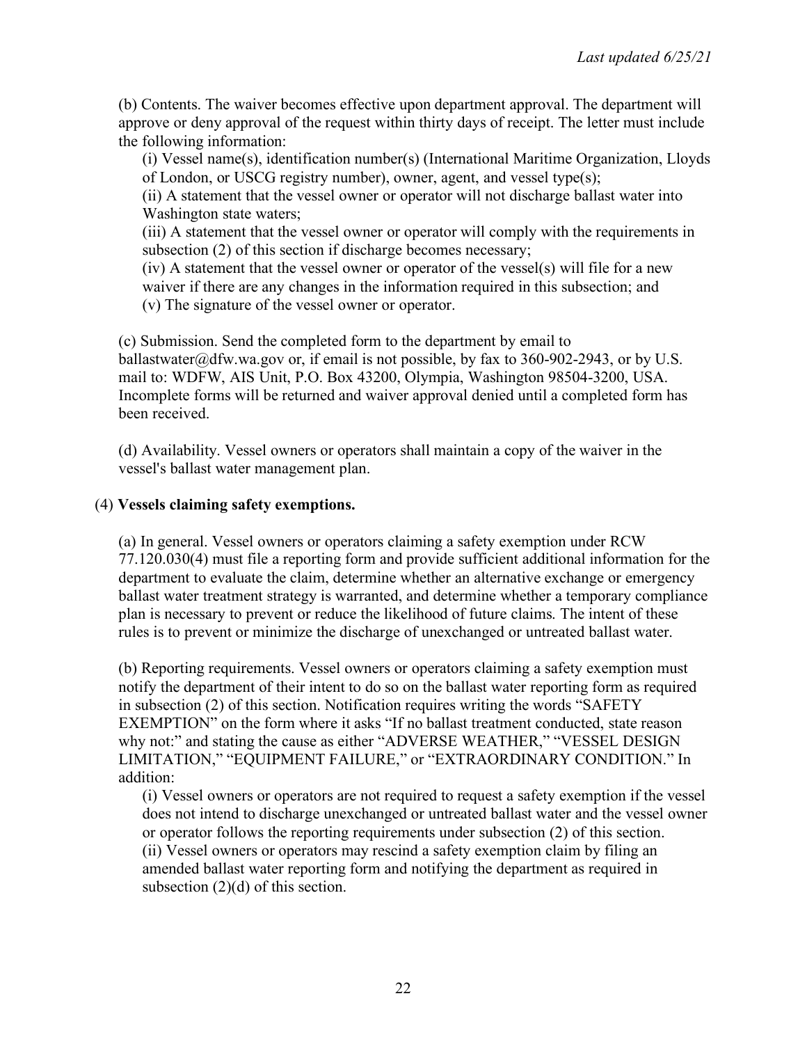(b) Contents. The waiver becomes effective upon department approval. The department will approve or deny approval of the request within thirty days of receipt. The letter must include the following information:

(i) Vessel name(s), identification number(s) (International Maritime Organization, Lloyds of London, or USCG registry number), owner, agent, and vessel type(s);
(ii) A statement that the vessel owner or operator will not discharge ballast water into Washington state waters;
(iii) A statement that the vessel owner or operator will comply with the requirements in subsection (2) of this section if discharge becomes necessary;
(iv) A statement that the vessel owner or operator of the vessel(s) will file for a new waiver if there are any changes in the information required in this subsection; and
(v) The signature of the vessel owner or operator.

(c) Submission. Send the completed form to the department by email to ballastwater@dfw.wa.gov or, if email is not possible, by fax to 360-902-2943, or by U.S. mail to: WDFW, AIS Unit, P.O. Box 43200, Olympia, Washington 98504-3200, USA. Incomplete forms will be returned and waiver approval denied until a completed form has been received.

(d) Availability. Vessel owners or operators shall maintain a copy of the waiver in the vessel's ballast water management plan.

(4) **Vessels claiming safety exemptions.**

(a) In general. Vessel owners or operators claiming a safety exemption under RCW 77.120.030(4) must file a reporting form and provide sufficient additional information for the department to evaluate the claim, determine whether an alternative exchange or emergency ballast water treatment strategy is warranted, and determine whether a temporary compliance plan is necessary to prevent or reduce the likelihood of future claims. The intent of these rules is to prevent or minimize the discharge of unexchanged or untreated ballast water.

(b) Reporting requirements. Vessel owners or operators claiming a safety exemption must notify the department of their intent to do so on the ballast water reporting form as required in subsection (2) of this section. Notification requires writing the words "SAFETY EXEMPTION" on the form where it asks "If no ballast treatment conducted, state reason why not:" and stating the cause as either "ADVERSE WEATHER," "VESSEL DESIGN LIMITATION," "EQUIPMENT FAILURE," or "EXTRAORDINARY CONDITION." In addition:

(i) Vessel owners or operators are not required to request a safety exemption if the vessel does not intend to discharge unexchanged or untreated ballast water and the vessel owner or operator follows the reporting requirements under subsection (2) of this section.
(ii) Vessel owners or operators may rescind a safety exemption claim by filing an amended ballast water reporting form and notifying the department as required in subsection (2)(d) of this section.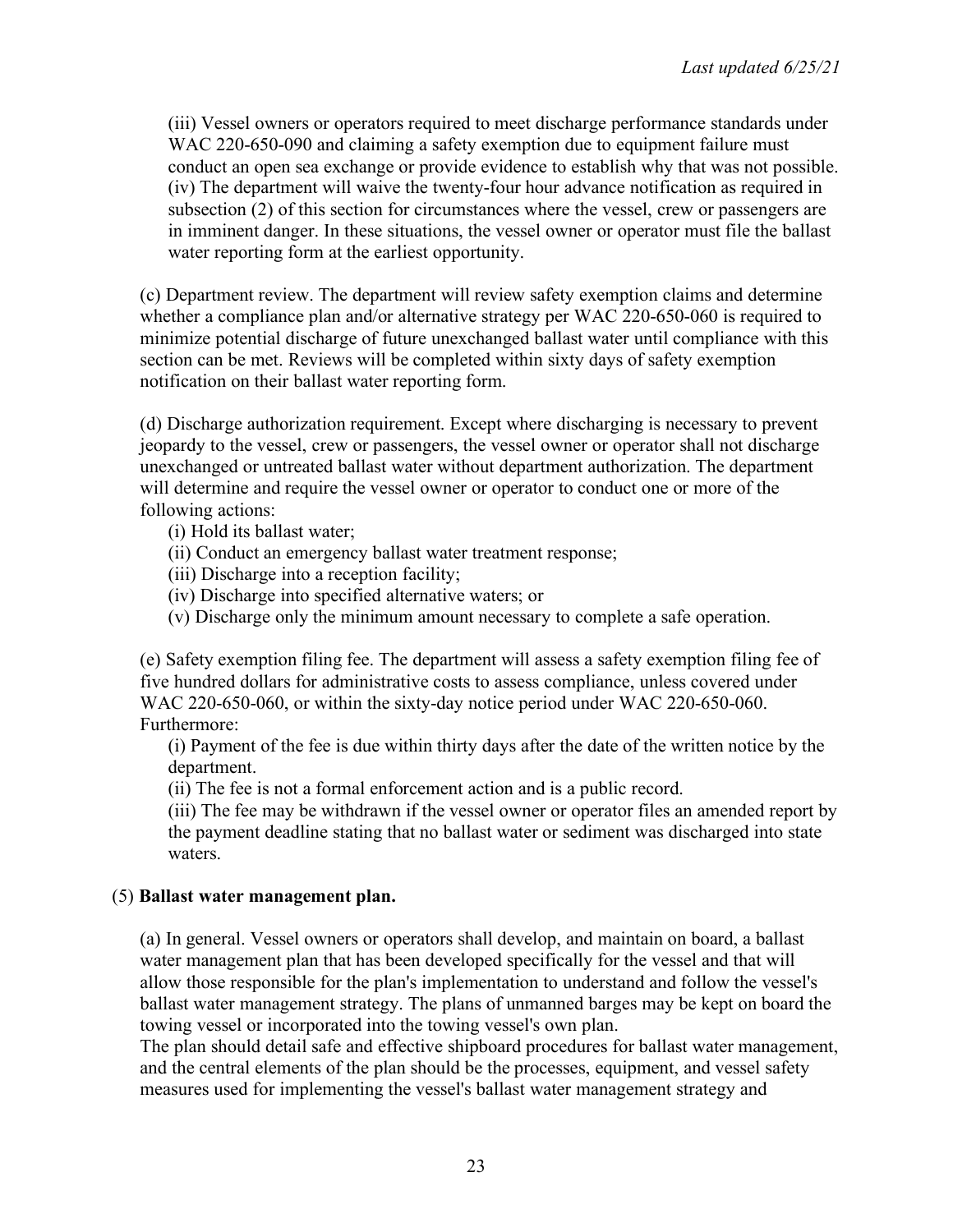(iii) Vessel owners or operators required to meet discharge performance standards under WAC 220-650-090 and claiming a safety exemption due to equipment failure must conduct an open sea exchange or provide evidence to establish why that was not possible.
(iv) The department will waive the twenty-four hour advance notification as required in subsection (2) of this section for circumstances where the vessel, crew or passengers are in imminent danger. In these situations, the vessel owner or operator must file the ballast water reporting form at the earliest opportunity.

(c) Department review. The department will review safety exemption claims and determine whether a compliance plan and/or alternative strategy per WAC 220-650-060 is required to minimize potential discharge of future unexchanged ballast water until compliance with this section can be met. Reviews will be completed within sixty days of safety exemption notification on their ballast water reporting form.

(d) Discharge authorization requirement. Except where discharging is necessary to prevent jeopardy to the vessel, crew or passengers, the vessel owner or operator shall not discharge unexchanged or untreated ballast water without department authorization. The department will determine and require the vessel owner or operator to conduct one or more of the following actions:

(i) Hold its ballast water;
(ii) Conduct an emergency ballast water treatment response;
(iii) Discharge into a reception facility;
(iv) Discharge into specified alternative waters; or
(v) Discharge only the minimum amount necessary to complete a safe operation.

(e) Safety exemption filing fee. The department will assess a safety exemption filing fee of five hundred dollars for administrative costs to assess compliance, unless covered under WAC 220-650-060, or within the sixty-day notice period under WAC 220-650-060. Furthermore:

(i) Payment of the fee is due within thirty days after the date of the written notice by the department.
(ii) The fee is not a formal enforcement action and is a public record.
(iii) The fee may be withdrawn if the vessel owner or operator files an amended report by the payment deadline stating that no ballast water or sediment was discharged into state waters.

(5) **Ballast water management plan.**

(a) In general. Vessel owners or operators shall develop, and maintain on board, a ballast water management plan that has been developed specifically for the vessel and that will allow those responsible for the plan's implementation to understand and follow the vessel's ballast water management strategy. The plans of unmanned barges may be kept on board the towing vessel or incorporated into the towing vessel's own plan.
The plan should detail safe and effective shipboard procedures for ballast water management, and the central elements of the plan should be the processes, equipment, and vessel safety measures used for implementing the vessel's ballast water management strategy and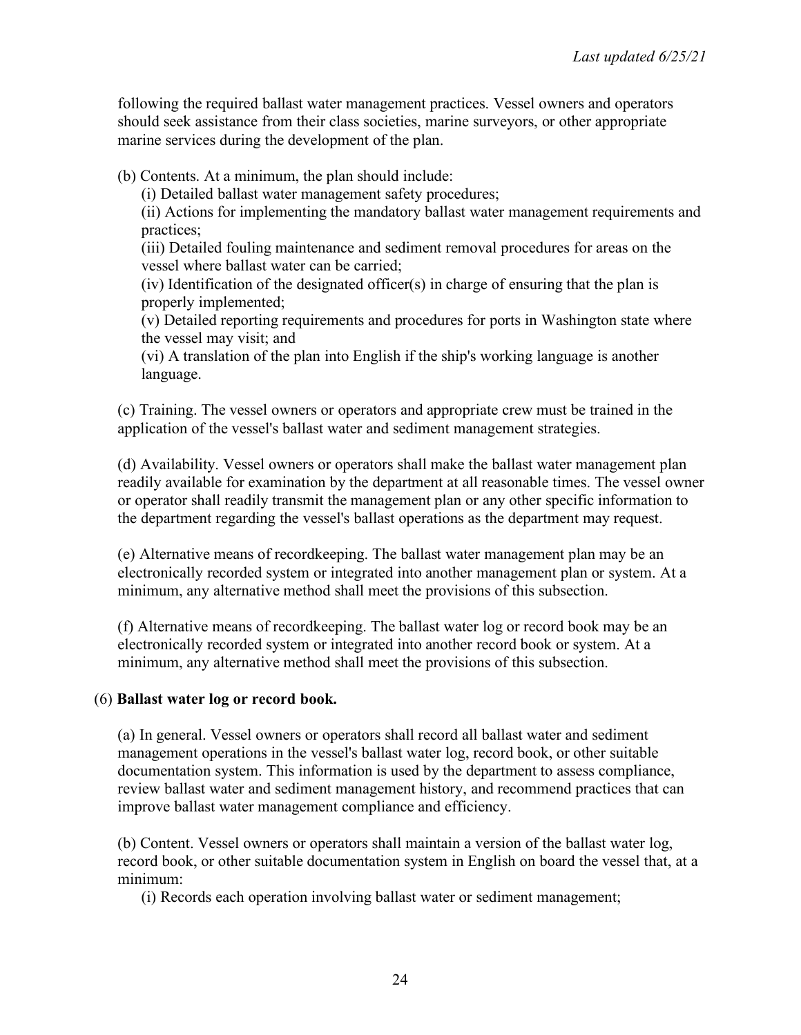following the required ballast water management practices. Vessel owners and operators should seek assistance from their class societies, marine surveyors, or other appropriate marine services during the development of the plan.

(b) Contents. At a minimum, the plan should include:

(i) Detailed ballast water management safety procedures;

(ii) Actions for implementing the mandatory ballast water management requirements and practices;

(iii) Detailed fouling maintenance and sediment removal procedures for areas on the vessel where ballast water can be carried;

(iv) Identification of the designated officer(s) in charge of ensuring that the plan is properly implemented;

(v) Detailed reporting requirements and procedures for ports in Washington state where the vessel may visit; and

(vi) A translation of the plan into English if the ship's working language is another language.

(c) Training. The vessel owners or operators and appropriate crew must be trained in the application of the vessel's ballast water and sediment management strategies.

(d) Availability. Vessel owners or operators shall make the ballast water management plan readily available for examination by the department at all reasonable times. The vessel owner or operator shall readily transmit the management plan or any other specific information to the department regarding the vessel's ballast operations as the department may request.

(e) Alternative means of recordkeeping. The ballast water management plan may be an electronically recorded system or integrated into another management plan or system. At a minimum, any alternative method shall meet the provisions of this subsection.

(f) Alternative means of recordkeeping. The ballast water log or record book may be an electronically recorded system or integrated into another record book or system. At a minimum, any alternative method shall meet the provisions of this subsection.

(6) **Ballast water log or record book.**

(a) In general. Vessel owners or operators shall record all ballast water and sediment management operations in the vessel's ballast water log, record book, or other suitable documentation system. This information is used by the department to assess compliance, review ballast water and sediment management history, and recommend practices that can improve ballast water management compliance and efficiency.

(b) Content. Vessel owners or operators shall maintain a version of the ballast water log, record book, or other suitable documentation system in English on board the vessel that, at a minimum:

(i) Records each operation involving ballast water or sediment management;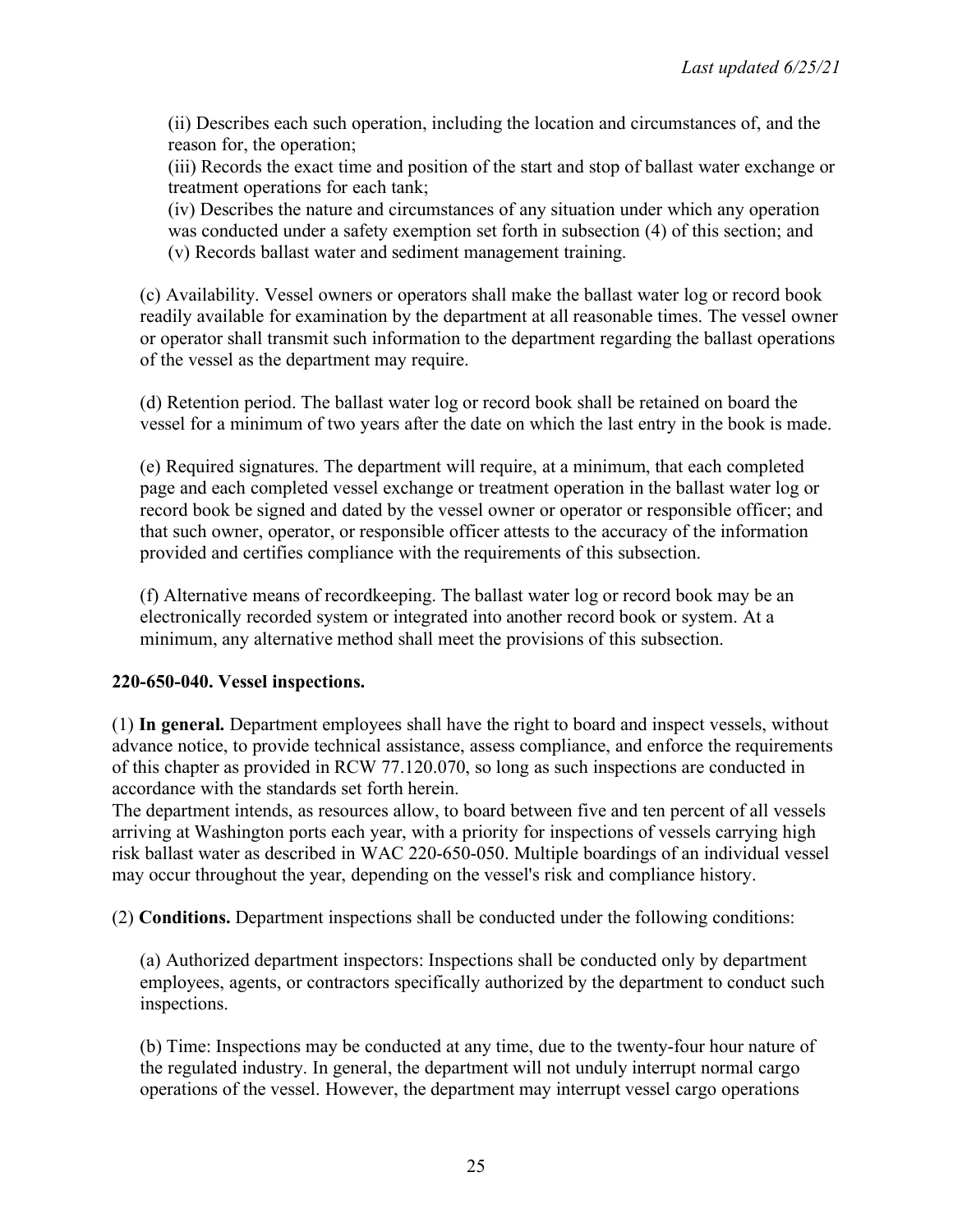(ii) Describes each such operation, including the location and circumstances of, and the reason for, the operation;

(iii) Records the exact time and position of the start and stop of ballast water exchange or treatment operations for each tank;

(iv) Describes the nature and circumstances of any situation under which any operation was conducted under a safety exemption set forth in subsection (4) of this section; and

(v) Records ballast water and sediment management training.

(c) Availability. Vessel owners or operators shall make the ballast water log or record book readily available for examination by the department at all reasonable times. The vessel owner or operator shall transmit such information to the department regarding the ballast operations of the vessel as the department may require.

(d) Retention period. The ballast water log or record book shall be retained on board the vessel for a minimum of two years after the date on which the last entry in the book is made.

(e) Required signatures. The department will require, at a minimum, that each completed page and each completed vessel exchange or treatment operation in the ballast water log or record book be signed and dated by the vessel owner or operator or responsible officer; and that such owner, operator, or responsible officer attests to the accuracy of the information provided and certifies compliance with the requirements of this subsection.

(f) Alternative means of recordkeeping. The ballast water log or record book may be an electronically recorded system or integrated into another record book or system. At a minimum, any alternative method shall meet the provisions of this subsection.

**220-650-040. Vessel inspections.**

(1) **In general.** Department employees shall have the right to board and inspect vessels, without advance notice, to provide technical assistance, assess compliance, and enforce the requirements of this chapter as provided in RCW 77.120.070, so long as such inspections are conducted in accordance with the standards set forth herein.

The department intends, as resources allow, to board between five and ten percent of all vessels arriving at Washington ports each year, with a priority for inspections of vessels carrying high risk ballast water as described in WAC 220-650-050. Multiple boardings of an individual vessel may occur throughout the year, depending on the vessel's risk and compliance history.

(2) **Conditions.** Department inspections shall be conducted under the following conditions:

(a) Authorized department inspectors: Inspections shall be conducted only by department employees, agents, or contractors specifically authorized by the department to conduct such inspections.

(b) Time: Inspections may be conducted at any time, due to the twenty-four hour nature of the regulated industry. In general, the department will not unduly interrupt normal cargo operations of the vessel. However, the department may interrupt vessel cargo operations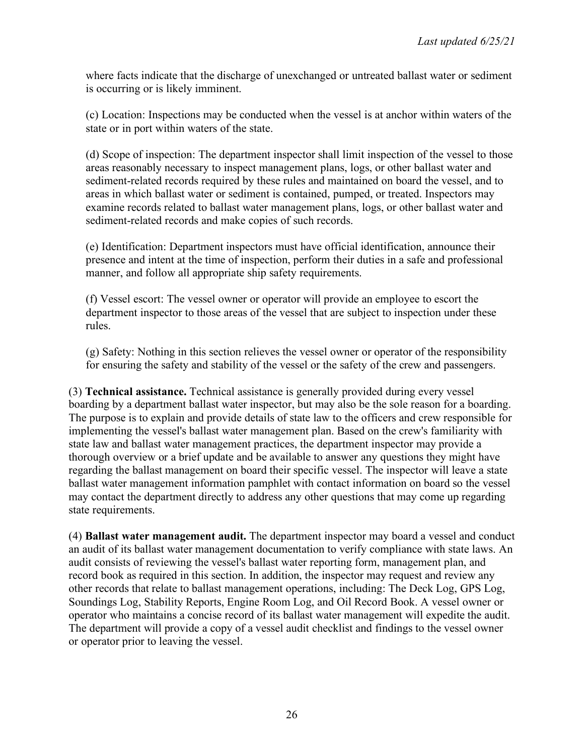where facts indicate that the discharge of unexchanged or untreated ballast water or sediment is occurring or is likely imminent.

(c) Location: Inspections may be conducted when the vessel is at anchor within waters of the state or in port within waters of the state.

(d) Scope of inspection: The department inspector shall limit inspection of the vessel to those areas reasonably necessary to inspect management plans, logs, or other ballast water and sediment-related records required by these rules and maintained on board the vessel, and to areas in which ballast water or sediment is contained, pumped, or treated. Inspectors may examine records related to ballast water management plans, logs, or other ballast water and sediment-related records and make copies of such records.

(e) Identification: Department inspectors must have official identification, announce their presence and intent at the time of inspection, perform their duties in a safe and professional manner, and follow all appropriate ship safety requirements.

(f) Vessel escort: The vessel owner or operator will provide an employee to escort the department inspector to those areas of the vessel that are subject to inspection under these rules.

(g) Safety: Nothing in this section relieves the vessel owner or operator of the responsibility for ensuring the safety and stability of the vessel or the safety of the crew and passengers.

(3) **Technical assistance.** Technical assistance is generally provided during every vessel boarding by a department ballast water inspector, but may also be the sole reason for a boarding. The purpose is to explain and provide details of state law to the officers and crew responsible for implementing the vessel's ballast water management plan. Based on the crew's familiarity with state law and ballast water management practices, the department inspector may provide a thorough overview or a brief update and be available to answer any questions they might have regarding the ballast management on board their specific vessel. The inspector will leave a state ballast water management information pamphlet with contact information on board so the vessel may contact the department directly to address any other questions that may come up regarding state requirements.

(4) **Ballast water management audit.** The department inspector may board a vessel and conduct an audit of its ballast water management documentation to verify compliance with state laws. An audit consists of reviewing the vessel's ballast water reporting form, management plan, and record book as required in this section. In addition, the inspector may request and review any other records that relate to ballast management operations, including: The Deck Log, GPS Log, Soundings Log, Stability Reports, Engine Room Log, and Oil Record Book. A vessel owner or operator who maintains a concise record of its ballast water management will expedite the audit. The department will provide a copy of a vessel audit checklist and findings to the vessel owner or operator prior to leaving the vessel.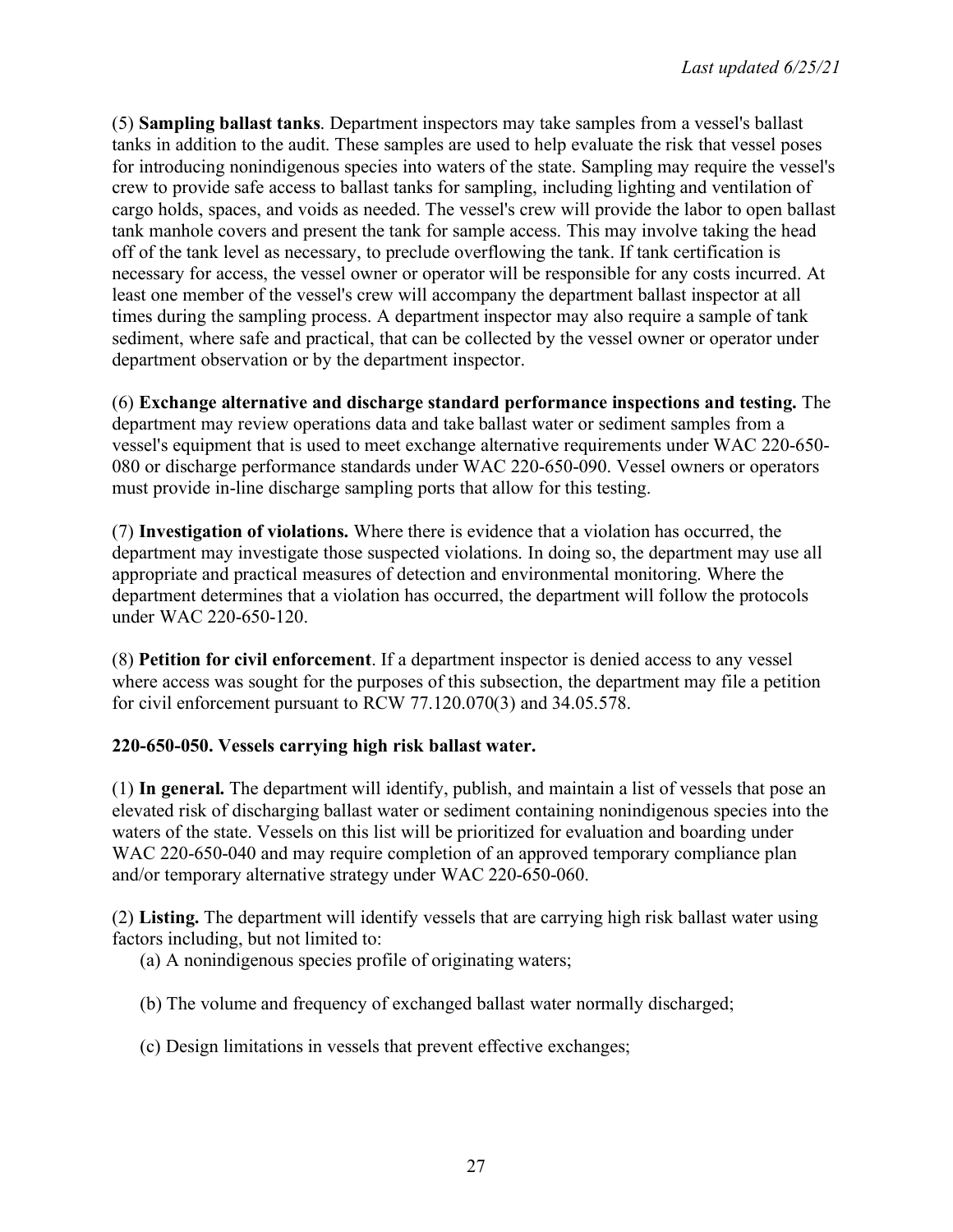(5) **Sampling ballast tanks**. Department inspectors may take samples from a vessel's ballast tanks in addition to the audit. These samples are used to help evaluate the risk that vessel poses for introducing nonindigenous species into waters of the state. Sampling may require the vessel's crew to provide safe access to ballast tanks for sampling, including lighting and ventilation of cargo holds, spaces, and voids as needed. The vessel's crew will provide the labor to open ballast tank manhole covers and present the tank for sample access. This may involve taking the head off of the tank level as necessary, to preclude overflowing the tank. If tank certification is necessary for access, the vessel owner or operator will be responsible for any costs incurred. At least one member of the vessel's crew will accompany the department ballast inspector at all times during the sampling process. A department inspector may also require a sample of tank sediment, where safe and practical, that can be collected by the vessel owner or operator under department observation or by the department inspector.

(6) **Exchange alternative and discharge standard performance inspections and testing.** The department may review operations data and take ballast water or sediment samples from a vessel's equipment that is used to meet exchange alternative requirements under WAC 220-650-080 or discharge performance standards under WAC 220-650-090. Vessel owners or operators must provide in-line discharge sampling ports that allow for this testing.

(7) **Investigation of violations.** Where there is evidence that a violation has occurred, the department may investigate those suspected violations. In doing so, the department may use all appropriate and practical measures of detection and environmental monitoring. Where the department determines that a violation has occurred, the department will follow the protocols under WAC 220-650-120.

(8) **Petition for civil enforcement**. If a department inspector is denied access to any vessel where access was sought for the purposes of this subsection, the department may file a petition for civil enforcement pursuant to RCW 77.120.070(3) and 34.05.578.

**220-650-050. Vessels carrying high risk ballast water.**

(1) **In general.** The department will identify, publish, and maintain a list of vessels that pose an elevated risk of discharging ballast water or sediment containing nonindigenous species into the waters of the state. Vessels on this list will be prioritized for evaluation and boarding under WAC 220-650-040 and may require completion of an approved temporary compliance plan and/or temporary alternative strategy under WAC 220-650-060.

(2) **Listing.** The department will identify vessels that are carrying high risk ballast water using factors including, but not limited to:

(a) A nonindigenous species profile of originating waters;

(b) The volume and frequency of exchanged ballast water normally discharged;

(c) Design limitations in vessels that prevent effective exchanges;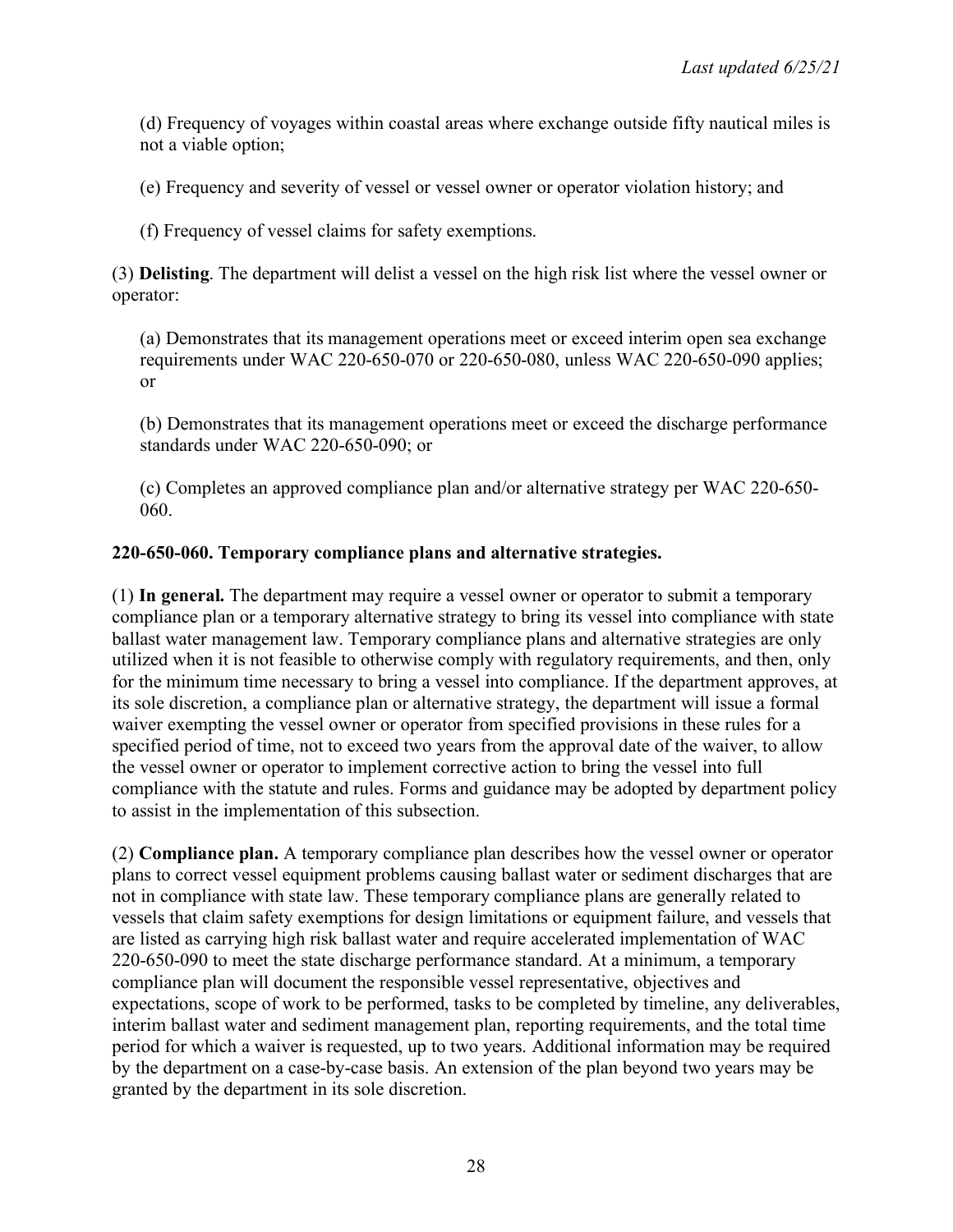(d) Frequency of voyages within coastal areas where exchange outside fifty nautical miles is not a viable option;

(e) Frequency and severity of vessel or vessel owner or operator violation history; and

(f) Frequency of vessel claims for safety exemptions.

(3) **Delisting**. The department will delist a vessel on the high risk list where the vessel owner or operator:

(a) Demonstrates that its management operations meet or exceed interim open sea exchange requirements under WAC 220-650-070 or 220-650-080, unless WAC 220-650-090 applies; or

(b) Demonstrates that its management operations meet or exceed the discharge performance standards under WAC 220-650-090; or

(c) Completes an approved compliance plan and/or alternative strategy per WAC 220-650-060.

**220-650-060. Temporary compliance plans and alternative strategies.**

(1) **In general.** The department may require a vessel owner or operator to submit a temporary compliance plan or a temporary alternative strategy to bring its vessel into compliance with state ballast water management law. Temporary compliance plans and alternative strategies are only utilized when it is not feasible to otherwise comply with regulatory requirements, and then, only for the minimum time necessary to bring a vessel into compliance. If the department approves, at its sole discretion, a compliance plan or alternative strategy, the department will issue a formal waiver exempting the vessel owner or operator from specified provisions in these rules for a specified period of time, not to exceed two years from the approval date of the waiver, to allow the vessel owner or operator to implement corrective action to bring the vessel into full compliance with the statute and rules. Forms and guidance may be adopted by department policy to assist in the implementation of this subsection.

(2) **Compliance plan.** A temporary compliance plan describes how the vessel owner or operator plans to correct vessel equipment problems causing ballast water or sediment discharges that are not in compliance with state law. These temporary compliance plans are generally related to vessels that claim safety exemptions for design limitations or equipment failure, and vessels that are listed as carrying high risk ballast water and require accelerated implementation of WAC 220-650-090 to meet the state discharge performance standard. At a minimum, a temporary compliance plan will document the responsible vessel representative, objectives and expectations, scope of work to be performed, tasks to be completed by timeline, any deliverables, interim ballast water and sediment management plan, reporting requirements, and the total time period for which a waiver is requested, up to two years. Additional information may be required by the department on a case-by-case basis. An extension of the plan beyond two years may be granted by the department in its sole discretion.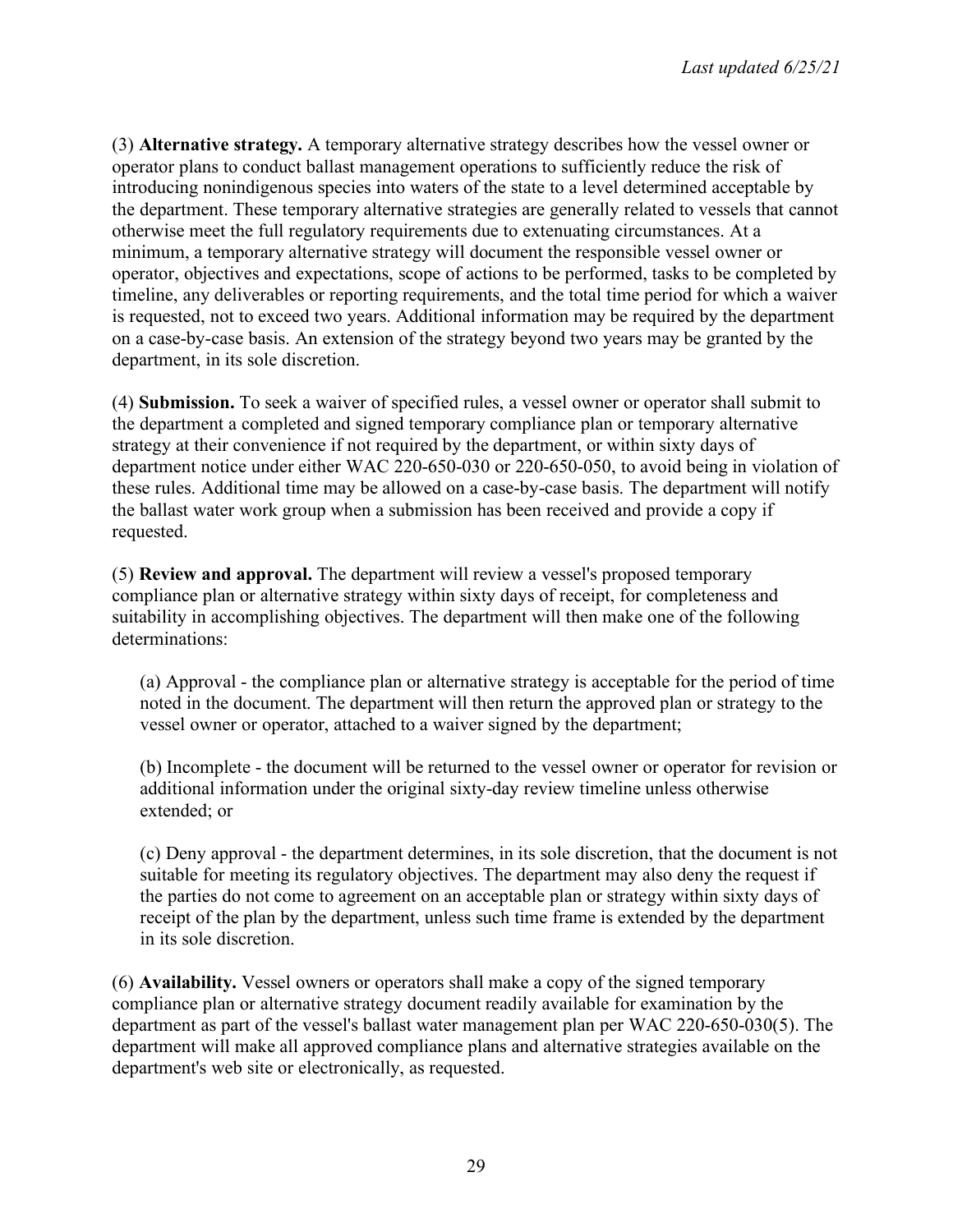(3) **Alternative strategy.** A temporary alternative strategy describes how the vessel owner or operator plans to conduct ballast management operations to sufficiently reduce the risk of introducing nonindigenous species into waters of the state to a level determined acceptable by the department. These temporary alternative strategies are generally related to vessels that cannot otherwise meet the full regulatory requirements due to extenuating circumstances. At a minimum, a temporary alternative strategy will document the responsible vessel owner or operator, objectives and expectations, scope of actions to be performed, tasks to be completed by timeline, any deliverables or reporting requirements, and the total time period for which a waiver is requested, not to exceed two years. Additional information may be required by the department on a case-by-case basis. An extension of the strategy beyond two years may be granted by the department, in its sole discretion.

(4) **Submission.** To seek a waiver of specified rules, a vessel owner or operator shall submit to the department a completed and signed temporary compliance plan or temporary alternative strategy at their convenience if not required by the department, or within sixty days of department notice under either WAC 220-650-030 or 220-650-050, to avoid being in violation of these rules. Additional time may be allowed on a case-by-case basis. The department will notify the ballast water work group when a submission has been received and provide a copy if requested.

(5) **Review and approval.** The department will review a vessel's proposed temporary compliance plan or alternative strategy within sixty days of receipt, for completeness and suitability in accomplishing objectives. The department will then make one of the following determinations:

(a) Approval - the compliance plan or alternative strategy is acceptable for the period of time noted in the document. The department will then return the approved plan or strategy to the vessel owner or operator, attached to a waiver signed by the department;

(b) Incomplete - the document will be returned to the vessel owner or operator for revision or additional information under the original sixty-day review timeline unless otherwise extended; or

(c) Deny approval - the department determines, in its sole discretion, that the document is not suitable for meeting its regulatory objectives. The department may also deny the request if the parties do not come to agreement on an acceptable plan or strategy within sixty days of receipt of the plan by the department, unless such time frame is extended by the department in its sole discretion.

(6) **Availability.** Vessel owners or operators shall make a copy of the signed temporary compliance plan or alternative strategy document readily available for examination by the department as part of the vessel's ballast water management plan per WAC 220-650-030(5). The department will make all approved compliance plans and alternative strategies available on the department's web site or electronically, as requested.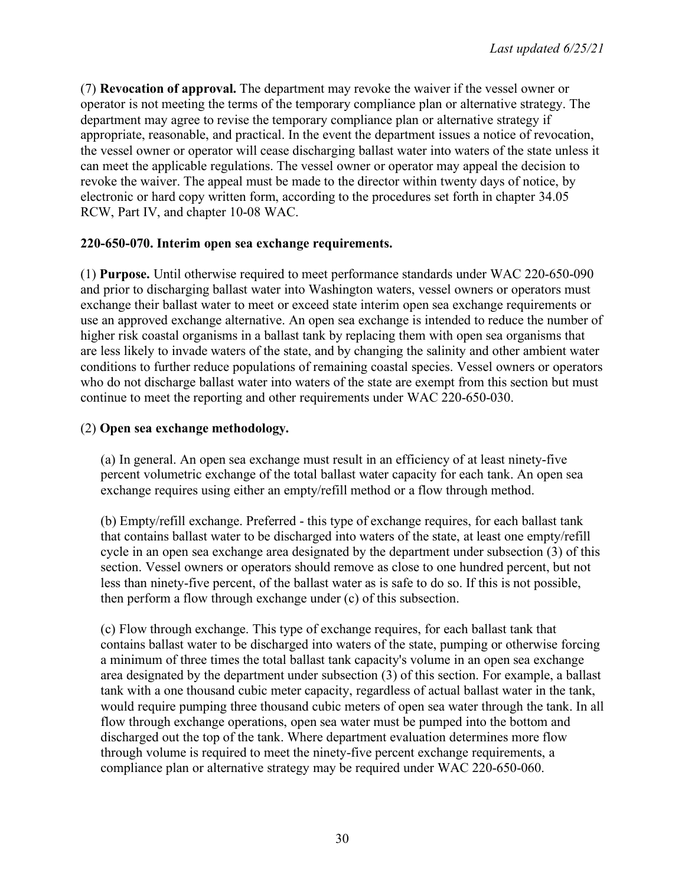(7) **Revocation of approval.** The department may revoke the waiver if the vessel owner or operator is not meeting the terms of the temporary compliance plan or alternative strategy. The department may agree to revise the temporary compliance plan or alternative strategy if appropriate, reasonable, and practical. In the event the department issues a notice of revocation, the vessel owner or operator will cease discharging ballast water into waters of the state unless it can meet the applicable regulations. The vessel owner or operator may appeal the decision to revoke the waiver. The appeal must be made to the director within twenty days of notice, by electronic or hard copy written form, according to the procedures set forth in chapter 34.05 RCW, Part IV, and chapter 10-08 WAC.

**220-650-070. Interim open sea exchange requirements.**

(1) **Purpose.** Until otherwise required to meet performance standards under WAC 220-650-090 and prior to discharging ballast water into Washington waters, vessel owners or operators must exchange their ballast water to meet or exceed state interim open sea exchange requirements or use an approved exchange alternative. An open sea exchange is intended to reduce the number of higher risk coastal organisms in a ballast tank by replacing them with open sea organisms that are less likely to invade waters of the state, and by changing the salinity and other ambient water conditions to further reduce populations of remaining coastal species. Vessel owners or operators who do not discharge ballast water into waters of the state are exempt from this section but must continue to meet the reporting and other requirements under WAC 220-650-030.

(2) **Open sea exchange methodology.**

(a) In general. An open sea exchange must result in an efficiency of at least ninety-five percent volumetric exchange of the total ballast water capacity for each tank. An open sea exchange requires using either an empty/refill method or a flow through method.

(b) Empty/refill exchange. Preferred - this type of exchange requires, for each ballast tank that contains ballast water to be discharged into waters of the state, at least one empty/refill cycle in an open sea exchange area designated by the department under subsection (3) of this section. Vessel owners or operators should remove as close to one hundred percent, but not less than ninety-five percent, of the ballast water as is safe to do so. If this is not possible, then perform a flow through exchange under (c) of this subsection.

(c) Flow through exchange. This type of exchange requires, for each ballast tank that contains ballast water to be discharged into waters of the state, pumping or otherwise forcing a minimum of three times the total ballast tank capacity's volume in an open sea exchange area designated by the department under subsection (3) of this section. For example, a ballast tank with a one thousand cubic meter capacity, regardless of actual ballast water in the tank, would require pumping three thousand cubic meters of open sea water through the tank. In all flow through exchange operations, open sea water must be pumped into the bottom and discharged out the top of the tank. Where department evaluation determines more flow through volume is required to meet the ninety-five percent exchange requirements, a compliance plan or alternative strategy may be required under WAC 220-650-060.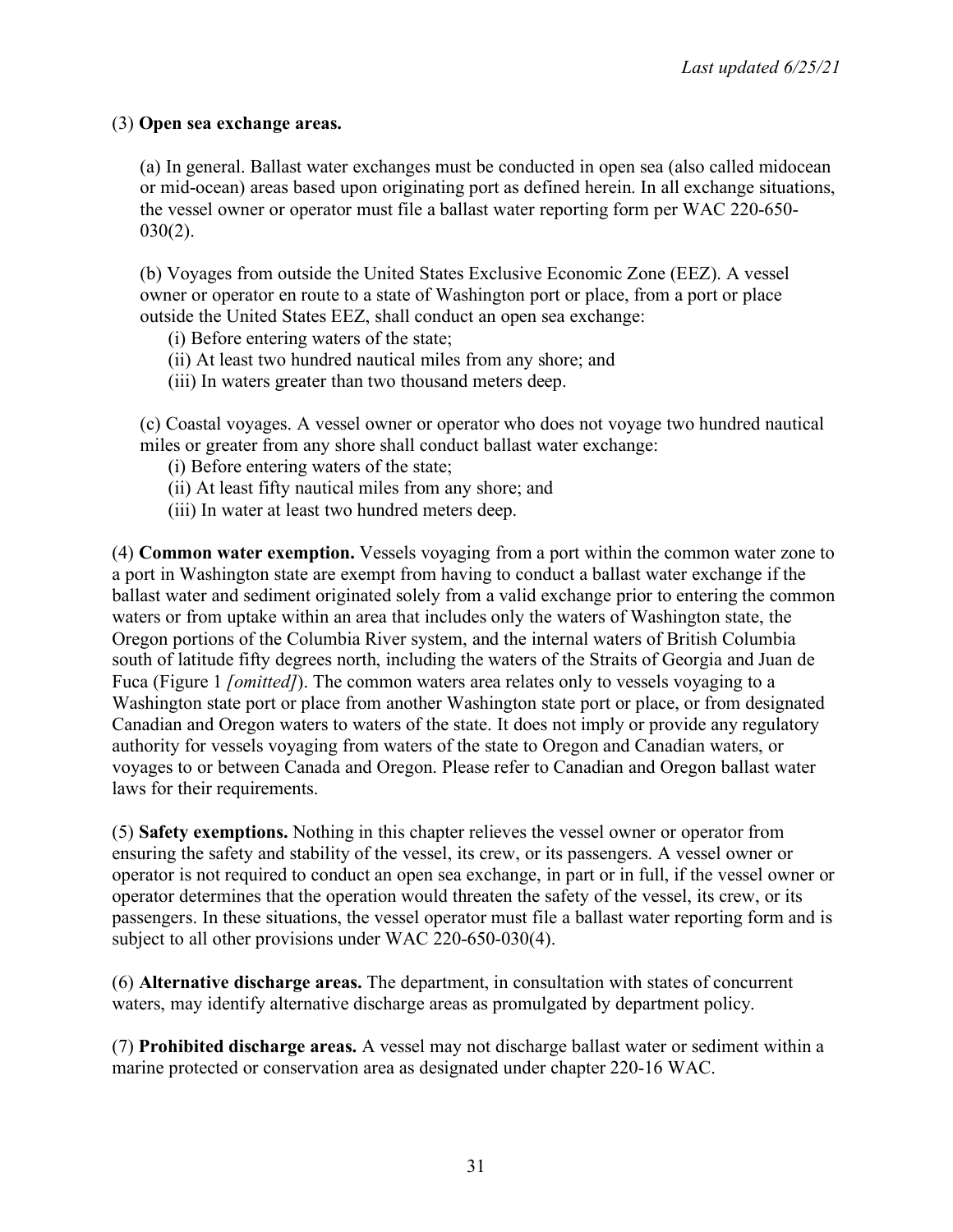(3) **Open sea exchange areas.**

(a) In general. Ballast water exchanges must be conducted in open sea (also called midocean or mid-ocean) areas based upon originating port as defined herein. In all exchange situations, the vessel owner or operator must file a ballast water reporting form per WAC 220-650-030(2).

(b) Voyages from outside the United States Exclusive Economic Zone (EEZ). A vessel owner or operator en route to a state of Washington port or place, from a port or place outside the United States EEZ, shall conduct an open sea exchange:

(i) Before entering waters of the state;
(ii) At least two hundred nautical miles from any shore; and
(iii) In waters greater than two thousand meters deep.

(c) Coastal voyages. A vessel owner or operator who does not voyage two hundred nautical miles or greater from any shore shall conduct ballast water exchange:

(i) Before entering waters of the state;
(ii) At least fifty nautical miles from any shore; and
(iii) In water at least two hundred meters deep.

(4) **Common water exemption.** Vessels voyaging from a port within the common water zone to a port in Washington state are exempt from having to conduct a ballast water exchange if the ballast water and sediment originated solely from a valid exchange prior to entering the common waters or from uptake within an area that includes only the waters of Washington state, the Oregon portions of the Columbia River system, and the internal waters of British Columbia south of latitude fifty degrees north, including the waters of the Straits of Georgia and Juan de Fuca (Figure 1 *[omitted]*). The common waters area relates only to vessels voyaging to a Washington state port or place from another Washington state port or place, or from designated Canadian and Oregon waters to waters of the state. It does not imply or provide any regulatory authority for vessels voyaging from waters of the state to Oregon and Canadian waters, or voyages to or between Canada and Oregon. Please refer to Canadian and Oregon ballast water laws for their requirements.

(5) **Safety exemptions.** Nothing in this chapter relieves the vessel owner or operator from ensuring the safety and stability of the vessel, its crew, or its passengers. A vessel owner or operator is not required to conduct an open sea exchange, in part or in full, if the vessel owner or operator determines that the operation would threaten the safety of the vessel, its crew, or its passengers. In these situations, the vessel operator must file a ballast water reporting form and is subject to all other provisions under WAC 220-650-030(4).

(6) **Alternative discharge areas.** The department, in consultation with states of concurrent waters, may identify alternative discharge areas as promulgated by department policy.

(7) **Prohibited discharge areas.** A vessel may not discharge ballast water or sediment within a marine protected or conservation area as designated under chapter 220-16 WAC.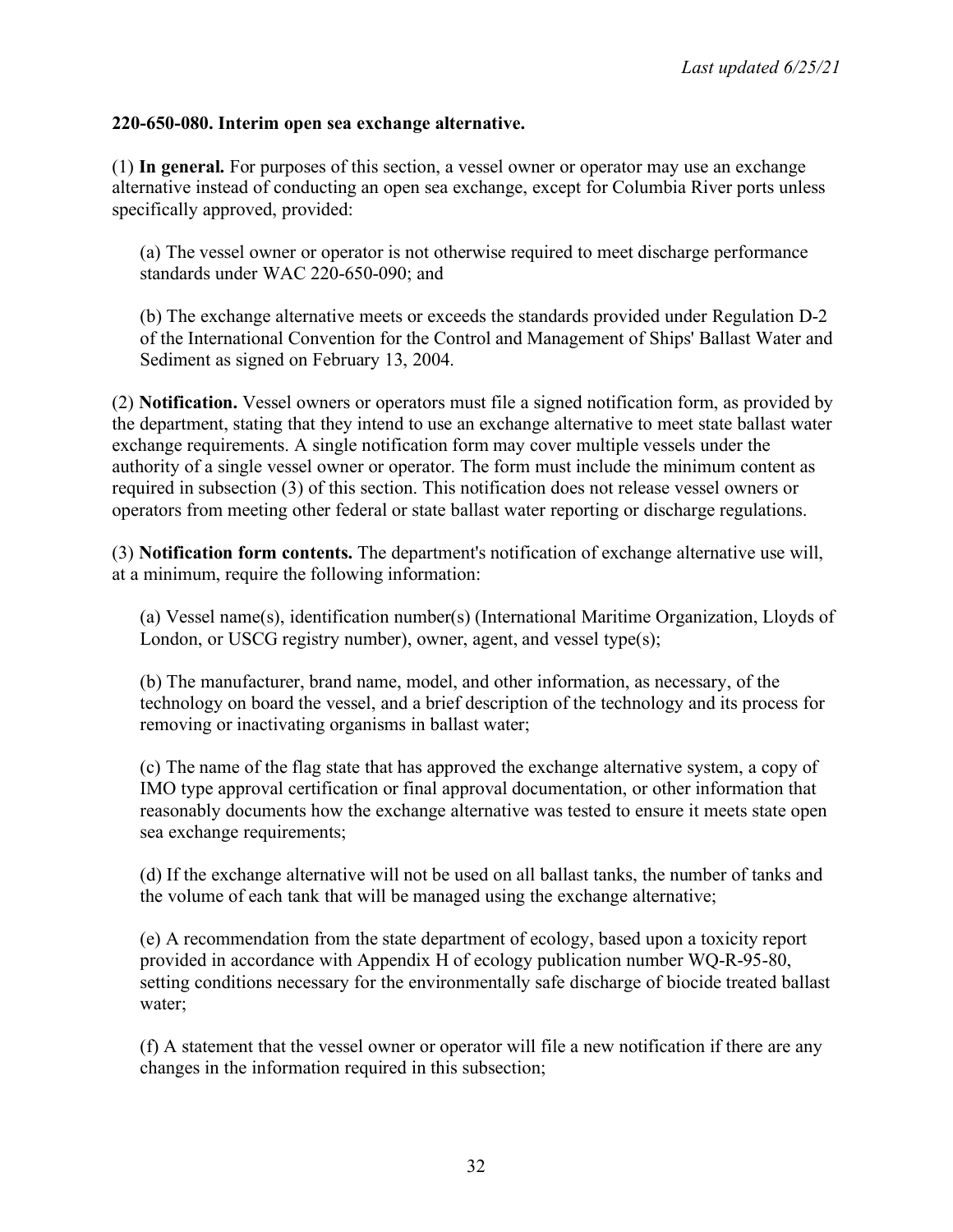**220-650-080. Interim open sea exchange alternative.**

(1) **In general.** For purposes of this section, a vessel owner or operator may use an exchange alternative instead of conducting an open sea exchange, except for Columbia River ports unless specifically approved, provided:

(a) The vessel owner or operator is not otherwise required to meet discharge performance standards under WAC 220-650-090; and

(b) The exchange alternative meets or exceeds the standards provided under Regulation D-2 of the International Convention for the Control and Management of Ships' Ballast Water and Sediment as signed on February 13, 2004.

(2) **Notification.** Vessel owners or operators must file a signed notification form, as provided by the department, stating that they intend to use an exchange alternative to meet state ballast water exchange requirements. A single notification form may cover multiple vessels under the authority of a single vessel owner or operator. The form must include the minimum content as required in subsection (3) of this section. This notification does not release vessel owners or operators from meeting other federal or state ballast water reporting or discharge regulations.

(3) **Notification form contents.** The department's notification of exchange alternative use will, at a minimum, require the following information:

(a) Vessel name(s), identification number(s) (International Maritime Organization, Lloyds of London, or USCG registry number), owner, agent, and vessel type(s);

(b) The manufacturer, brand name, model, and other information, as necessary, of the technology on board the vessel, and a brief description of the technology and its process for removing or inactivating organisms in ballast water;

(c) The name of the flag state that has approved the exchange alternative system, a copy of IMO type approval certification or final approval documentation, or other information that reasonably documents how the exchange alternative was tested to ensure it meets state open sea exchange requirements;

(d) If the exchange alternative will not be used on all ballast tanks, the number of tanks and the volume of each tank that will be managed using the exchange alternative;

(e) A recommendation from the state department of ecology, based upon a toxicity report provided in accordance with Appendix H of ecology publication number WQ-R-95-80, setting conditions necessary for the environmentally safe discharge of biocide treated ballast water;

(f) A statement that the vessel owner or operator will file a new notification if there are any changes in the information required in this subsection;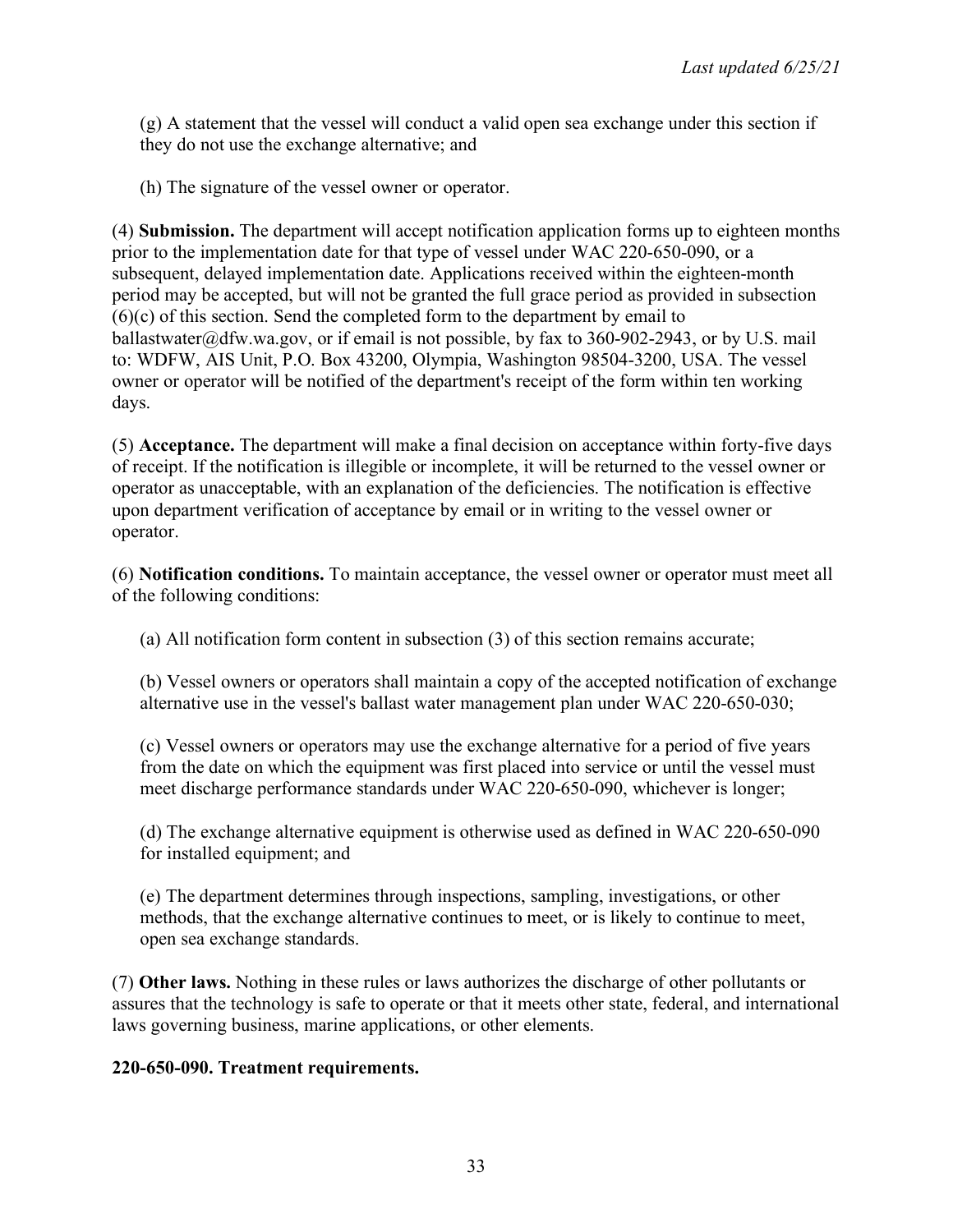(g) A statement that the vessel will conduct a valid open sea exchange under this section if they do not use the exchange alternative; and

(h) The signature of the vessel owner or operator.

(4) **Submission.** The department will accept notification application forms up to eighteen months prior to the implementation date for that type of vessel under WAC 220-650-090, or a subsequent, delayed implementation date. Applications received within the eighteen-month period may be accepted, but will not be granted the full grace period as provided in subsection (6)(c) of this section. Send the completed form to the department by email to ballastwater@dfw.wa.gov, or if email is not possible, by fax to 360-902-2943, or by U.S. mail to: WDFW, AIS Unit, P.O. Box 43200, Olympia, Washington 98504-3200, USA. The vessel owner or operator will be notified of the department's receipt of the form within ten working days.

(5) **Acceptance.** The department will make a final decision on acceptance within forty-five days of receipt. If the notification is illegible or incomplete, it will be returned to the vessel owner or operator as unacceptable, with an explanation of the deficiencies. The notification is effective upon department verification of acceptance by email or in writing to the vessel owner or operator.

(6) **Notification conditions.** To maintain acceptance, the vessel owner or operator must meet all of the following conditions:

(a) All notification form content in subsection (3) of this section remains accurate;

(b) Vessel owners or operators shall maintain a copy of the accepted notification of exchange alternative use in the vessel's ballast water management plan under WAC 220-650-030;

(c) Vessel owners or operators may use the exchange alternative for a period of five years from the date on which the equipment was first placed into service or until the vessel must meet discharge performance standards under WAC 220-650-090, whichever is longer;

(d) The exchange alternative equipment is otherwise used as defined in WAC 220-650-090 for installed equipment; and

(e) The department determines through inspections, sampling, investigations, or other methods, that the exchange alternative continues to meet, or is likely to continue to meet, open sea exchange standards.

(7) **Other laws.** Nothing in these rules or laws authorizes the discharge of other pollutants or assures that the technology is safe to operate or that it meets other state, federal, and international laws governing business, marine applications, or other elements.

**220-650-090. Treatment requirements.**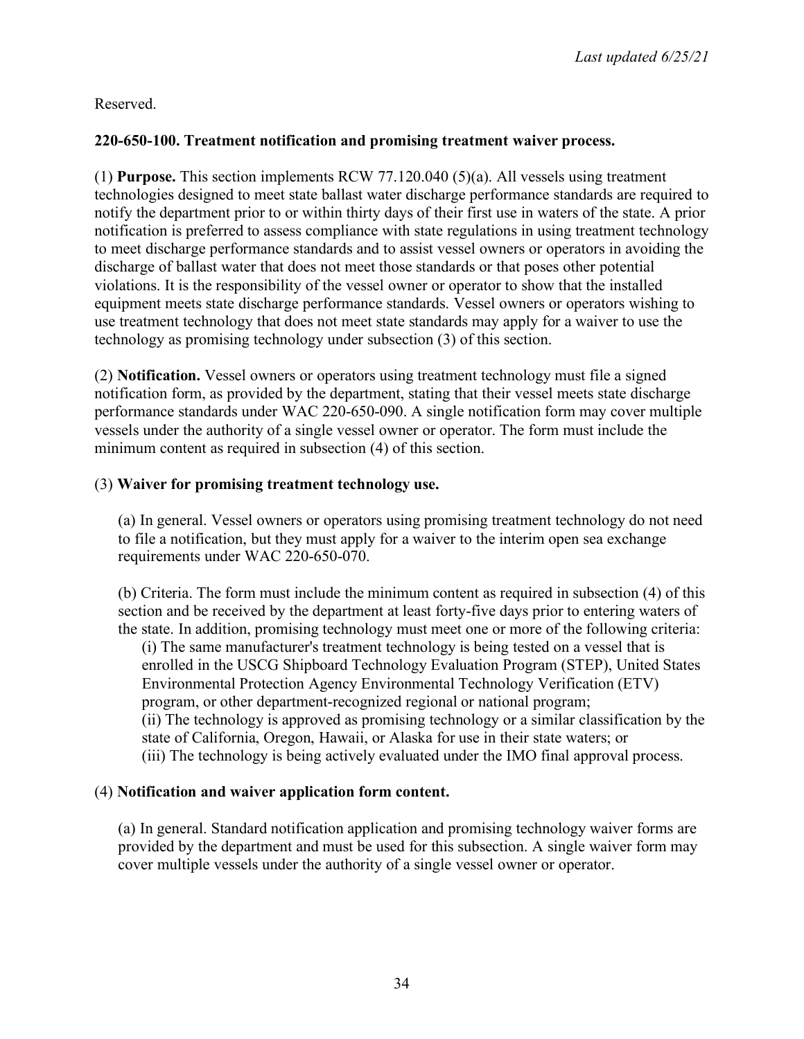Reserved.

**220-650-100. Treatment notification and promising treatment waiver process.**

(1) **Purpose.** This section implements RCW 77.120.040 (5)(a). All vessels using treatment technologies designed to meet state ballast water discharge performance standards are required to notify the department prior to or within thirty days of their first use in waters of the state. A prior notification is preferred to assess compliance with state regulations in using treatment technology to meet discharge performance standards and to assist vessel owners or operators in avoiding the discharge of ballast water that does not meet those standards or that poses other potential violations. It is the responsibility of the vessel owner or operator to show that the installed equipment meets state discharge performance standards. Vessel owners or operators wishing to use treatment technology that does not meet state standards may apply for a waiver to use the technology as promising technology under subsection (3) of this section.

(2) **Notification.** Vessel owners or operators using treatment technology must file a signed notification form, as provided by the department, stating that their vessel meets state discharge performance standards under WAC 220-650-090. A single notification form may cover multiple vessels under the authority of a single vessel owner or operator. The form must include the minimum content as required in subsection (4) of this section.

(3) **Waiver for promising treatment technology use.**

(a) In general. Vessel owners or operators using promising treatment technology do not need to file a notification, but they must apply for a waiver to the interim open sea exchange requirements under WAC 220-650-070.

(b) Criteria. The form must include the minimum content as required in subsection (4) of this section and be received by the department at least forty-five days prior to entering waters of the state. In addition, promising technology must meet one or more of the following criteria:

(i) The same manufacturer's treatment technology is being tested on a vessel that is enrolled in the USCG Shipboard Technology Evaluation Program (STEP), United States Environmental Protection Agency Environmental Technology Verification (ETV) program, or other department-recognized regional or national program;

(ii) The technology is approved as promising technology or a similar classification by the state of California, Oregon, Hawaii, or Alaska for use in their state waters; or

(iii) The technology is being actively evaluated under the IMO final approval process.

(4) **Notification and waiver application form content.**

(a) In general. Standard notification application and promising technology waiver forms are provided by the department and must be used for this subsection. A single waiver form may cover multiple vessels under the authority of a single vessel owner or operator.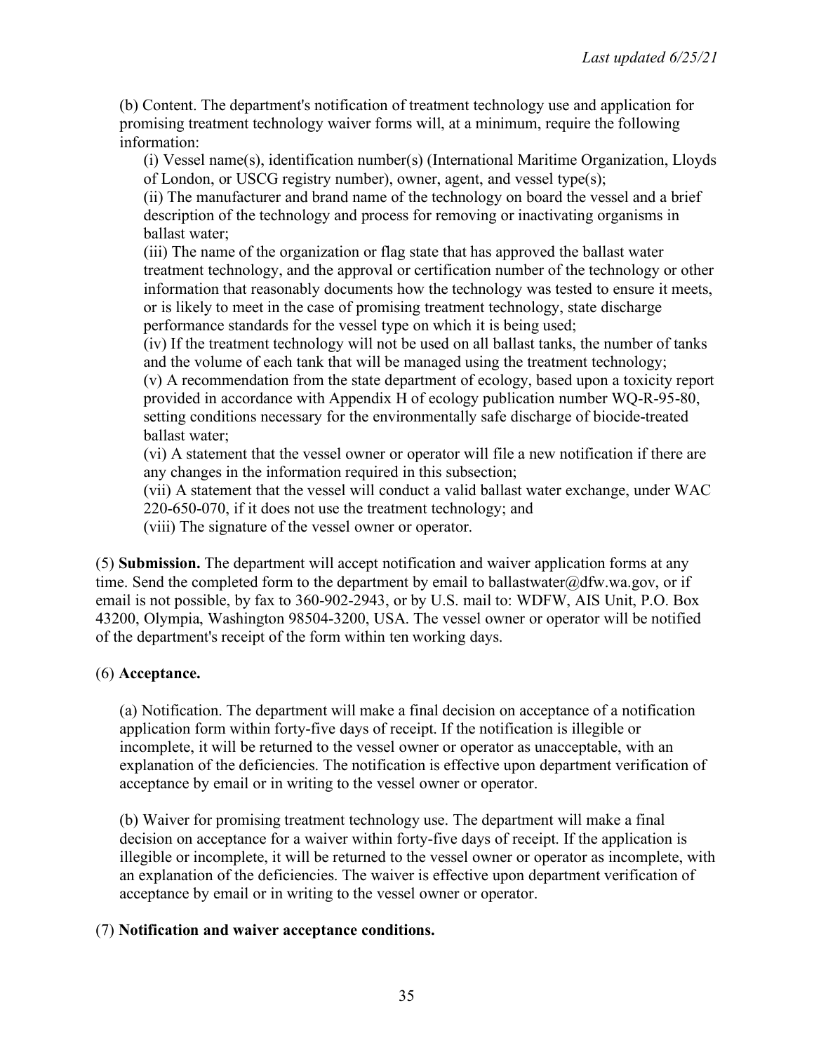(b) Content. The department's notification of treatment technology use and application for promising treatment technology waiver forms will, at a minimum, require the following information:

(i) Vessel name(s), identification number(s) (International Maritime Organization, Lloyds of London, or USCG registry number), owner, agent, and vessel type(s);
(ii) The manufacturer and brand name of the technology on board the vessel and a brief description of the technology and process for removing or inactivating organisms in ballast water;
(iii) The name of the organization or flag state that has approved the ballast water treatment technology, and the approval or certification number of the technology or other information that reasonably documents how the technology was tested to ensure it meets, or is likely to meet in the case of promising treatment technology, state discharge performance standards for the vessel type on which it is being used;
(iv) If the treatment technology will not be used on all ballast tanks, the number of tanks and the volume of each tank that will be managed using the treatment technology;
(v) A recommendation from the state department of ecology, based upon a toxicity report provided in accordance with Appendix H of ecology publication number WQ-R-95-80, setting conditions necessary for the environmentally safe discharge of biocide-treated ballast water;
(vi) A statement that the vessel owner or operator will file a new notification if there are any changes in the information required in this subsection;
(vii) A statement that the vessel will conduct a valid ballast water exchange, under WAC 220-650-070, if it does not use the treatment technology; and
(viii) The signature of the vessel owner or operator.

(5) **Submission.** The department will accept notification and waiver application forms at any time. Send the completed form to the department by email to ballastwater@dfw.wa.gov, or if email is not possible, by fax to 360-902-2943, or by U.S. mail to: WDFW, AIS Unit, P.O. Box 43200, Olympia, Washington 98504-3200, USA. The vessel owner or operator will be notified of the department's receipt of the form within ten working days.

(6) **Acceptance.**

(a) Notification. The department will make a final decision on acceptance of a notification application form within forty-five days of receipt. If the notification is illegible or incomplete, it will be returned to the vessel owner or operator as unacceptable, with an explanation of the deficiencies. The notification is effective upon department verification of acceptance by email or in writing to the vessel owner or operator.

(b) Waiver for promising treatment technology use. The department will make a final decision on acceptance for a waiver within forty-five days of receipt. If the application is illegible or incomplete, it will be returned to the vessel owner or operator as incomplete, with an explanation of the deficiencies. The waiver is effective upon department verification of acceptance by email or in writing to the vessel owner or operator.

(7) **Notification and waiver acceptance conditions.**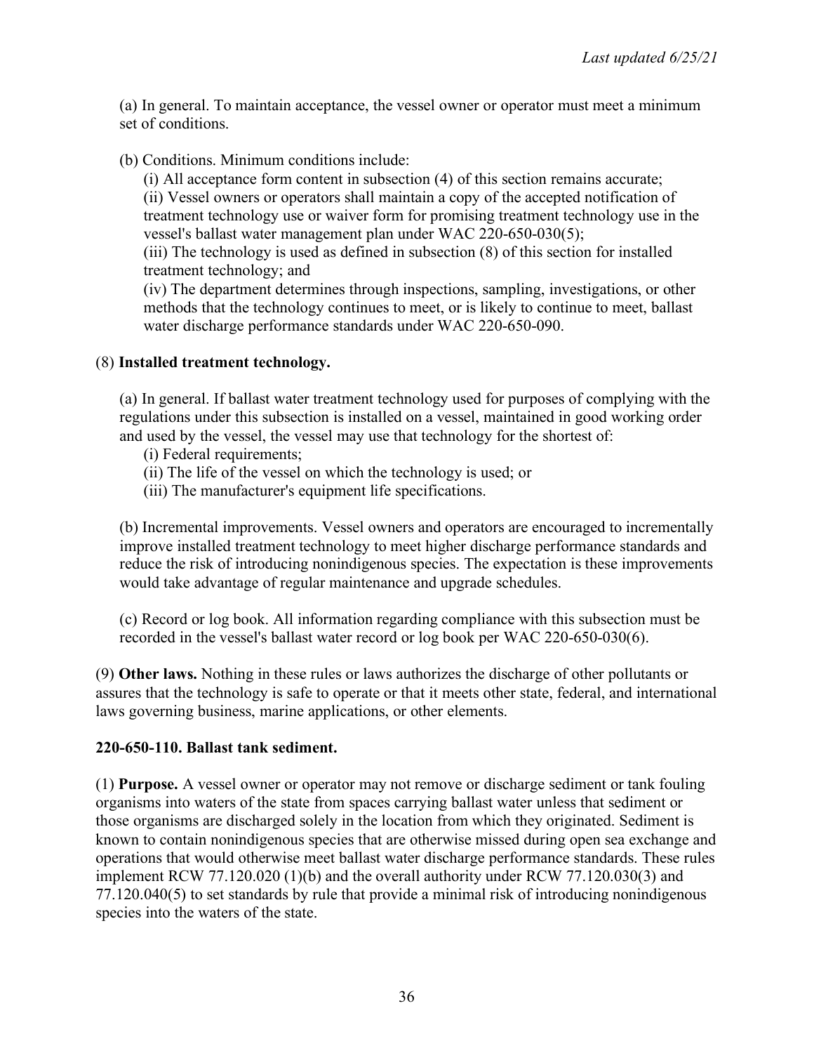(a) In general. To maintain acceptance, the vessel owner or operator must meet a minimum set of conditions.

(b) Conditions. Minimum conditions include:

(i) All acceptance form content in subsection (4) of this section remains accurate;
(ii) Vessel owners or operators shall maintain a copy of the accepted notification of treatment technology use or waiver form for promising treatment technology use in the vessel's ballast water management plan under WAC 220-650-030(5);
(iii) The technology is used as defined in subsection (8) of this section for installed treatment technology; and
(iv) The department determines through inspections, sampling, investigations, or other methods that the technology continues to meet, or is likely to continue to meet, ballast water discharge performance standards under WAC 220-650-090.

(8) **Installed treatment technology.**

(a) In general. If ballast water treatment technology used for purposes of complying with the regulations under this subsection is installed on a vessel, maintained in good working order and used by the vessel, the vessel may use that technology for the shortest of:

(i) Federal requirements;
(ii) The life of the vessel on which the technology is used; or
(iii) The manufacturer's equipment life specifications.

(b) Incremental improvements. Vessel owners and operators are encouraged to incrementally improve installed treatment technology to meet higher discharge performance standards and reduce the risk of introducing nonindigenous species. The expectation is these improvements would take advantage of regular maintenance and upgrade schedules.

(c) Record or log book. All information regarding compliance with this subsection must be recorded in the vessel's ballast water record or log book per WAC 220-650-030(6).

(9) **Other laws.** Nothing in these rules or laws authorizes the discharge of other pollutants or assures that the technology is safe to operate or that it meets other state, federal, and international laws governing business, marine applications, or other elements.

**220-650-110. Ballast tank sediment.**

(1) **Purpose.** A vessel owner or operator may not remove or discharge sediment or tank fouling organisms into waters of the state from spaces carrying ballast water unless that sediment or those organisms are discharged solely in the location from which they originated. Sediment is known to contain nonindigenous species that are otherwise missed during open sea exchange and operations that would otherwise meet ballast water discharge performance standards. These rules implement RCW 77.120.020 (1)(b) and the overall authority under RCW 77.120.030(3) and 77.120.040(5) to set standards by rule that provide a minimal risk of introducing nonindigenous species into the waters of the state.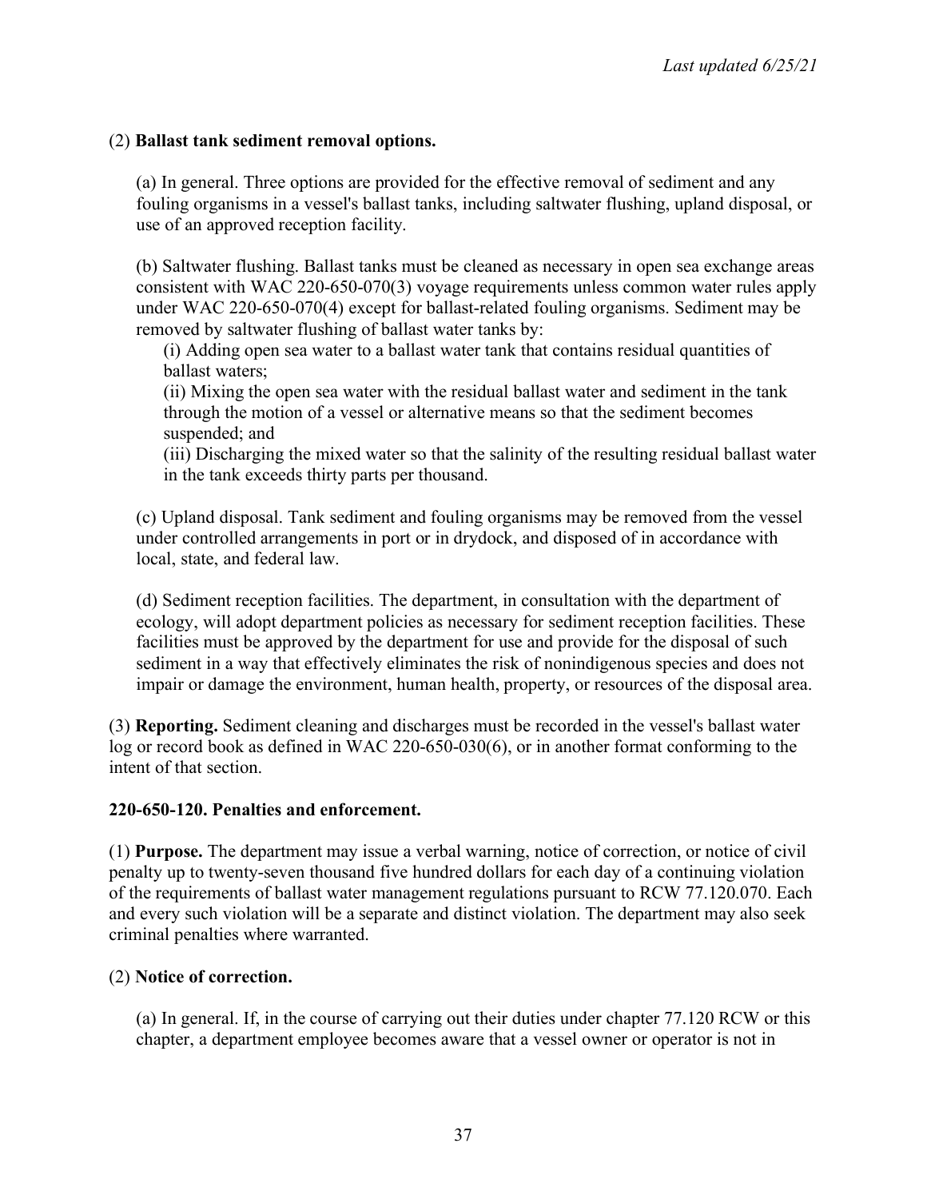(2) **Ballast tank sediment removal options.**

(a) In general. Three options are provided for the effective removal of sediment and any fouling organisms in a vessel's ballast tanks, including saltwater flushing, upland disposal, or use of an approved reception facility.

(b) Saltwater flushing. Ballast tanks must be cleaned as necessary in open sea exchange areas consistent with WAC 220-650-070(3) voyage requirements unless common water rules apply under WAC 220-650-070(4) except for ballast-related fouling organisms. Sediment may be removed by saltwater flushing of ballast water tanks by:

(i) Adding open sea water to a ballast water tank that contains residual quantities of ballast waters;
(ii) Mixing the open sea water with the residual ballast water and sediment in the tank through the motion of a vessel or alternative means so that the sediment becomes suspended; and
(iii) Discharging the mixed water so that the salinity of the resulting residual ballast water in the tank exceeds thirty parts per thousand.

(c) Upland disposal. Tank sediment and fouling organisms may be removed from the vessel under controlled arrangements in port or in drydock, and disposed of in accordance with local, state, and federal law.

(d) Sediment reception facilities. The department, in consultation with the department of ecology, will adopt department policies as necessary for sediment reception facilities. These facilities must be approved by the department for use and provide for the disposal of such sediment in a way that effectively eliminates the risk of nonindigenous species and does not impair or damage the environment, human health, property, or resources of the disposal area.

(3) **Reporting.** Sediment cleaning and discharges must be recorded in the vessel's ballast water log or record book as defined in WAC 220-650-030(6), or in another format conforming to the intent of that section.

**220-650-120. Penalties and enforcement.**

(1) **Purpose.** The department may issue a verbal warning, notice of correction, or notice of civil penalty up to twenty-seven thousand five hundred dollars for each day of a continuing violation of the requirements of ballast water management regulations pursuant to RCW 77.120.070. Each and every such violation will be a separate and distinct violation. The department may also seek criminal penalties where warranted.

(2) **Notice of correction.**

(a) In general. If, in the course of carrying out their duties under chapter 77.120 RCW or this chapter, a department employee becomes aware that a vessel owner or operator is not in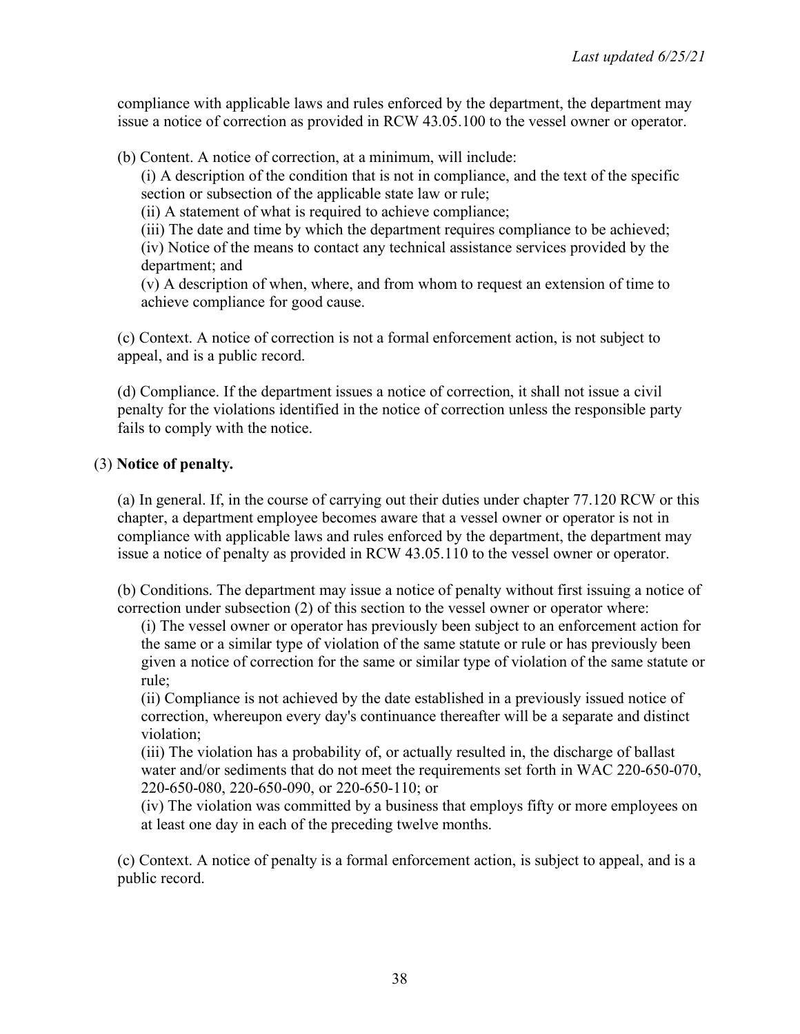compliance with applicable laws and rules enforced by the department, the department may issue a notice of correction as provided in RCW 43.05.100 to the vessel owner or operator.

(b) Content. A notice of correction, at a minimum, will include:

(i) A description of the condition that is not in compliance, and the text of the specific section or subsection of the applicable state law or rule;

(ii) A statement of what is required to achieve compliance;

(iii) The date and time by which the department requires compliance to be achieved;

(iv) Notice of the means to contact any technical assistance services provided by the department; and

(v) A description of when, where, and from whom to request an extension of time to achieve compliance for good cause.

(c) Context. A notice of correction is not a formal enforcement action, is not subject to appeal, and is a public record.

(d) Compliance. If the department issues a notice of correction, it shall not issue a civil penalty for the violations identified in the notice of correction unless the responsible party fails to comply with the notice.

(3) **Notice of penalty.**

(a) In general. If, in the course of carrying out their duties under chapter 77.120 RCW or this chapter, a department employee becomes aware that a vessel owner or operator is not in compliance with applicable laws and rules enforced by the department, the department may issue a notice of penalty as provided in RCW 43.05.110 to the vessel owner or operator.

(b) Conditions. The department may issue a notice of penalty without first issuing a notice of correction under subsection (2) of this section to the vessel owner or operator where:

(i) The vessel owner or operator has previously been subject to an enforcement action for the same or a similar type of violation of the same statute or rule or has previously been given a notice of correction for the same or similar type of violation of the same statute or rule;

(ii) Compliance is not achieved by the date established in a previously issued notice of correction, whereupon every day's continuance thereafter will be a separate and distinct violation;

(iii) The violation has a probability of, or actually resulted in, the discharge of ballast water and/or sediments that do not meet the requirements set forth in WAC 220-650-070, 220-650-080, 220-650-090, or 220-650-110; or

(iv) The violation was committed by a business that employs fifty or more employees on at least one day in each of the preceding twelve months.

(c) Context. A notice of penalty is a formal enforcement action, is subject to appeal, and is a public record.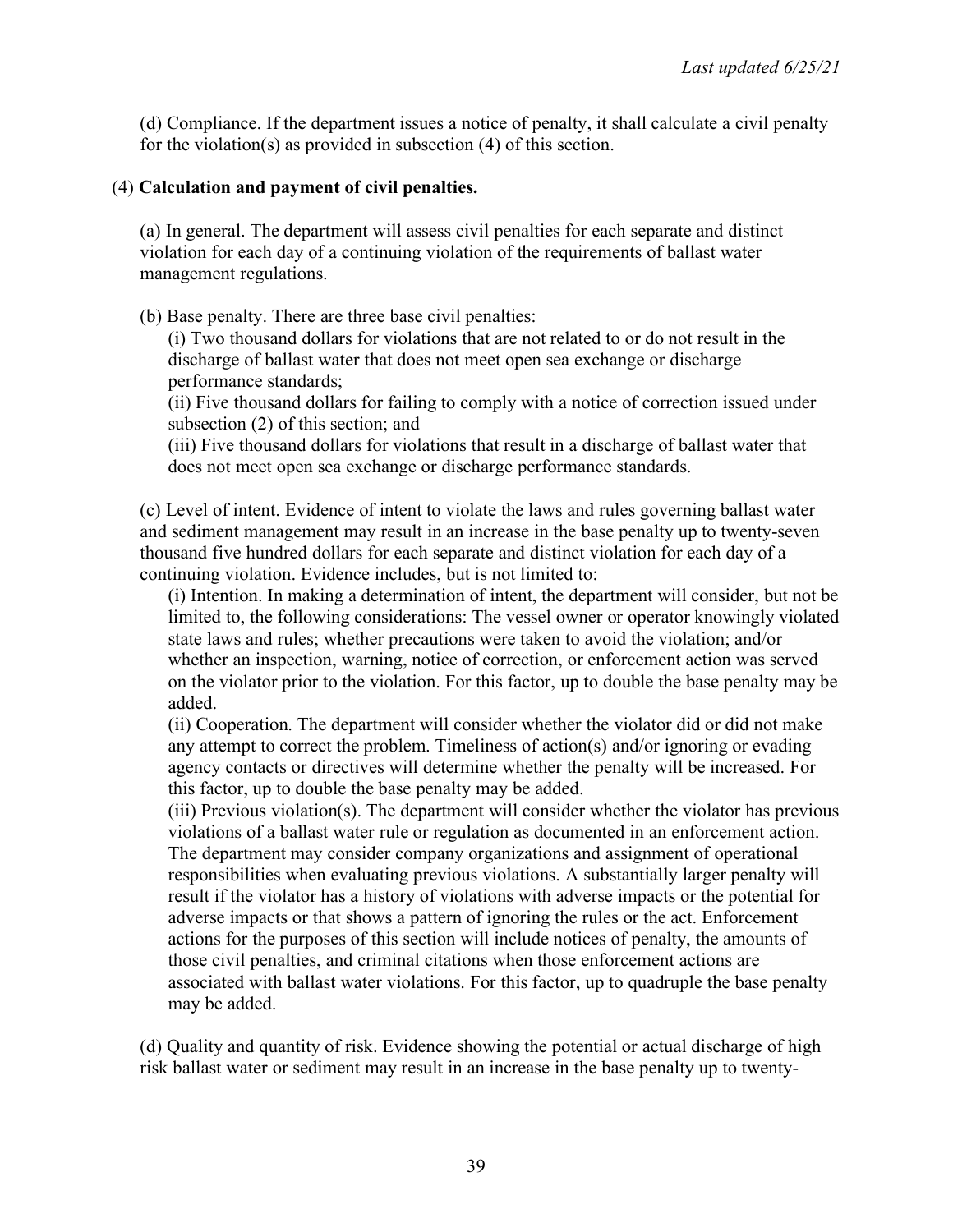(d) Compliance. If the department issues a notice of penalty, it shall calculate a civil penalty for the violation(s) as provided in subsection (4) of this section.

(4) **Calculation and payment of civil penalties.**

(a) In general. The department will assess civil penalties for each separate and distinct violation for each day of a continuing violation of the requirements of ballast water management regulations.

(b) Base penalty. There are three base civil penalties:

(i) Two thousand dollars for violations that are not related to or do not result in the discharge of ballast water that does not meet open sea exchange or discharge performance standards;

(ii) Five thousand dollars for failing to comply with a notice of correction issued under subsection (2) of this section; and

(iii) Five thousand dollars for violations that result in a discharge of ballast water that does not meet open sea exchange or discharge performance standards.

(c) Level of intent. Evidence of intent to violate the laws and rules governing ballast water and sediment management may result in an increase in the base penalty up to twenty-seven thousand five hundred dollars for each separate and distinct violation for each day of a continuing violation. Evidence includes, but is not limited to:

(i) Intention. In making a determination of intent, the department will consider, but not be limited to, the following considerations: The vessel owner or operator knowingly violated state laws and rules; whether precautions were taken to avoid the violation; and/or whether an inspection, warning, notice of correction, or enforcement action was served on the violator prior to the violation. For this factor, up to double the base penalty may be added.

(ii) Cooperation. The department will consider whether the violator did or did not make any attempt to correct the problem. Timeliness of action(s) and/or ignoring or evading agency contacts or directives will determine whether the penalty will be increased. For this factor, up to double the base penalty may be added.

(iii) Previous violation(s). The department will consider whether the violator has previous violations of a ballast water rule or regulation as documented in an enforcement action. The department may consider company organizations and assignment of operational responsibilities when evaluating previous violations. A substantially larger penalty will result if the violator has a history of violations with adverse impacts or the potential for adverse impacts or that shows a pattern of ignoring the rules or the act. Enforcement actions for the purposes of this section will include notices of penalty, the amounts of those civil penalties, and criminal citations when those enforcement actions are associated with ballast water violations. For this factor, up to quadruple the base penalty may be added.

(d) Quality and quantity of risk. Evidence showing the potential or actual discharge of high risk ballast water or sediment may result in an increase in the base penalty up to twenty-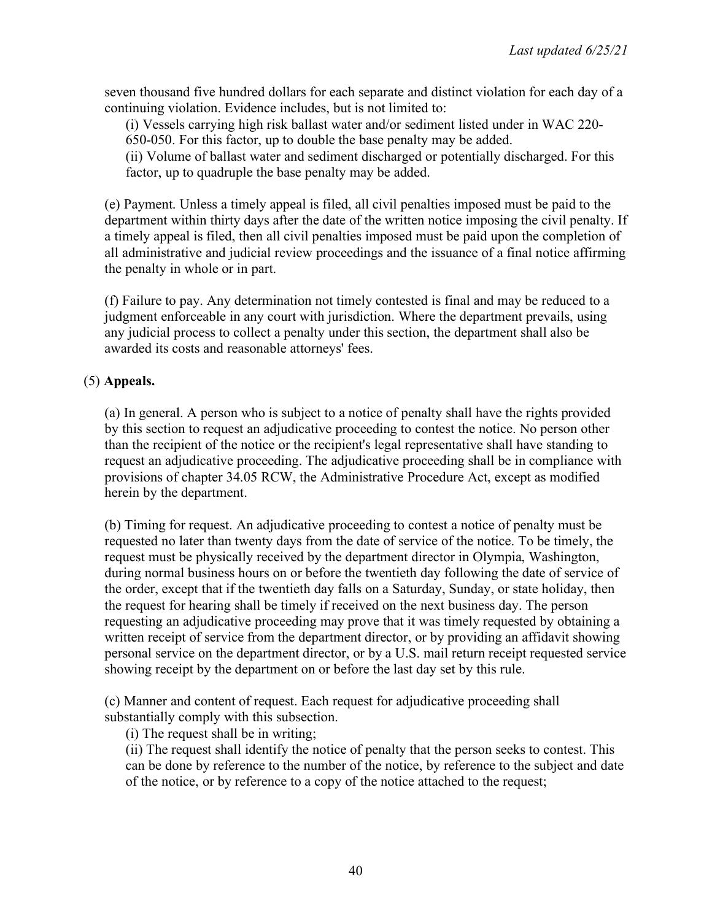seven thousand five hundred dollars for each separate and distinct violation for each day of a continuing violation. Evidence includes, but is not limited to:

(i) Vessels carrying high risk ballast water and/or sediment listed under in WAC 220-650-050. For this factor, up to double the base penalty may be added.

(ii) Volume of ballast water and sediment discharged or potentially discharged. For this factor, up to quadruple the base penalty may be added.

(e) Payment. Unless a timely appeal is filed, all civil penalties imposed must be paid to the department within thirty days after the date of the written notice imposing the civil penalty. If a timely appeal is filed, then all civil penalties imposed must be paid upon the completion of all administrative and judicial review proceedings and the issuance of a final notice affirming the penalty in whole or in part.

(f) Failure to pay. Any determination not timely contested is final and may be reduced to a judgment enforceable in any court with jurisdiction. Where the department prevails, using any judicial process to collect a penalty under this section, the department shall also be awarded its costs and reasonable attorneys' fees.

(5) **Appeals.**

(a) In general. A person who is subject to a notice of penalty shall have the rights provided by this section to request an adjudicative proceeding to contest the notice. No person other than the recipient of the notice or the recipient's legal representative shall have standing to request an adjudicative proceeding. The adjudicative proceeding shall be in compliance with provisions of chapter 34.05 RCW, the Administrative Procedure Act, except as modified herein by the department.

(b) Timing for request. An adjudicative proceeding to contest a notice of penalty must be requested no later than twenty days from the date of service of the notice. To be timely, the request must be physically received by the department director in Olympia, Washington, during normal business hours on or before the twentieth day following the date of service of the order, except that if the twentieth day falls on a Saturday, Sunday, or state holiday, then the request for hearing shall be timely if received on the next business day. The person requesting an adjudicative proceeding may prove that it was timely requested by obtaining a written receipt of service from the department director, or by providing an affidavit showing personal service on the department director, or by a U.S. mail return receipt requested service showing receipt by the department on or before the last day set by this rule.

(c) Manner and content of request. Each request for adjudicative proceeding shall substantially comply with this subsection.

(i) The request shall be in writing;

(ii) The request shall identify the notice of penalty that the person seeks to contest. This can be done by reference to the number of the notice, by reference to the subject and date of the notice, or by reference to a copy of the notice attached to the request;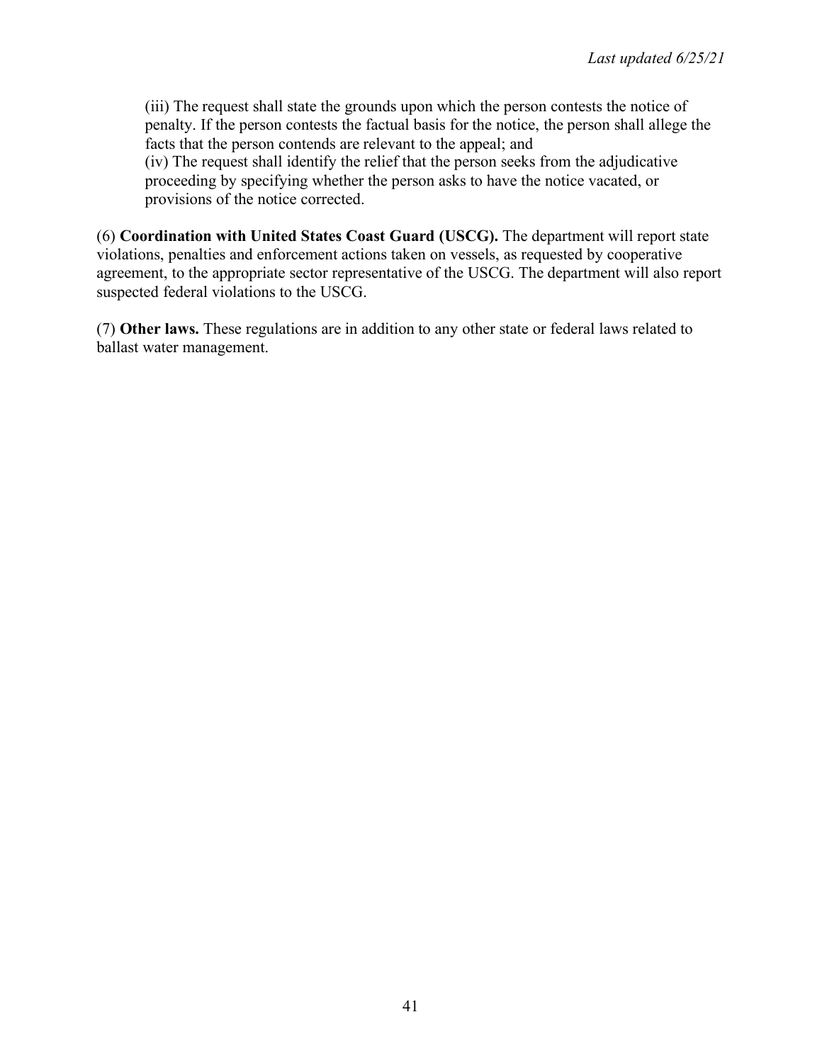(iii) The request shall state the grounds upon which the person contests the notice of penalty. If the person contests the factual basis for the notice, the person shall allege the facts that the person contends are relevant to the appeal; and

(iv) The request shall identify the relief that the person seeks from the adjudicative proceeding by specifying whether the person asks to have the notice vacated, or provisions of the notice corrected.

(6) **Coordination with United States Coast Guard (USCG).** The department will report state violations, penalties and enforcement actions taken on vessels, as requested by cooperative agreement, to the appropriate sector representative of the USCG. The department will also report suspected federal violations to the USCG.

(7) **Other laws.** These regulations are in addition to any other state or federal laws related to ballast water management.